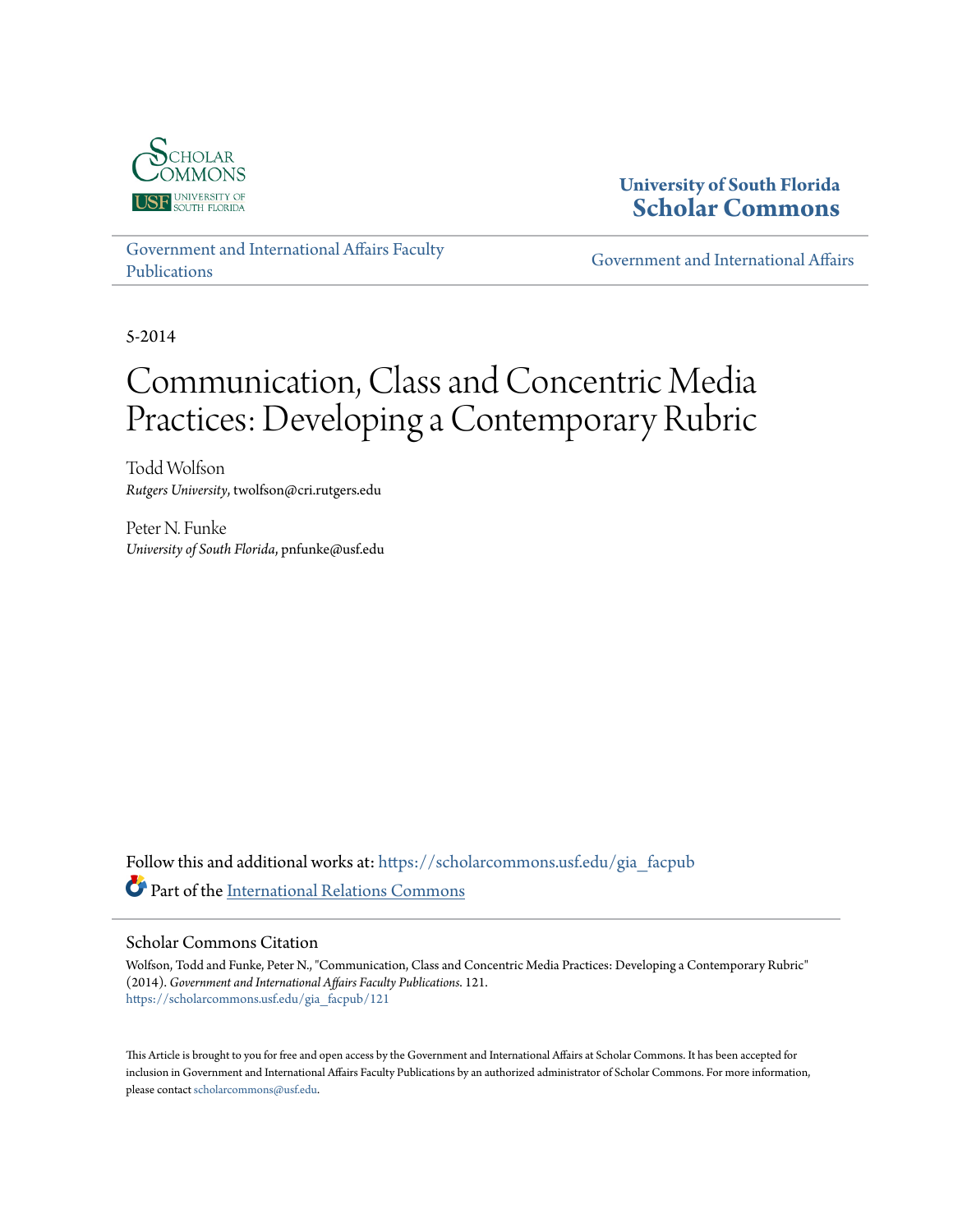University of South Florida
Scholar Commons

Government and International Affairs Faculty Publications

Government and International Affairs

5-2014

# Communication, Class and Concentric Media Practices: Developing a Contemporary Rubric

Todd Wolfson
*Rutgers University*, twolfson@cri.rutgers.edu

Peter N. Funke
*University of South Florida*, pnfunke@usf.edu

Follow this and additional works at: https://scholarcommons.usf.edu/gia_facpub

Part of the International Relations Commons

## Scholar Commons Citation

Wolfson, Todd and Funke, Peter N., "Communication, Class and Concentric Media Practices: Developing a Contemporary Rubric" (2014). *Government and International Affairs Faculty Publications*. 121.
https://scholarcommons.usf.edu/gia_facpub/121

This Article is brought to you for free and open access by the Government and International Affairs at Scholar Commons. It has been accepted for inclusion in Government and International Affairs Faculty Publications by an authorized administrator of Scholar Commons. For more information, please contact scholarcommons@usf.edu.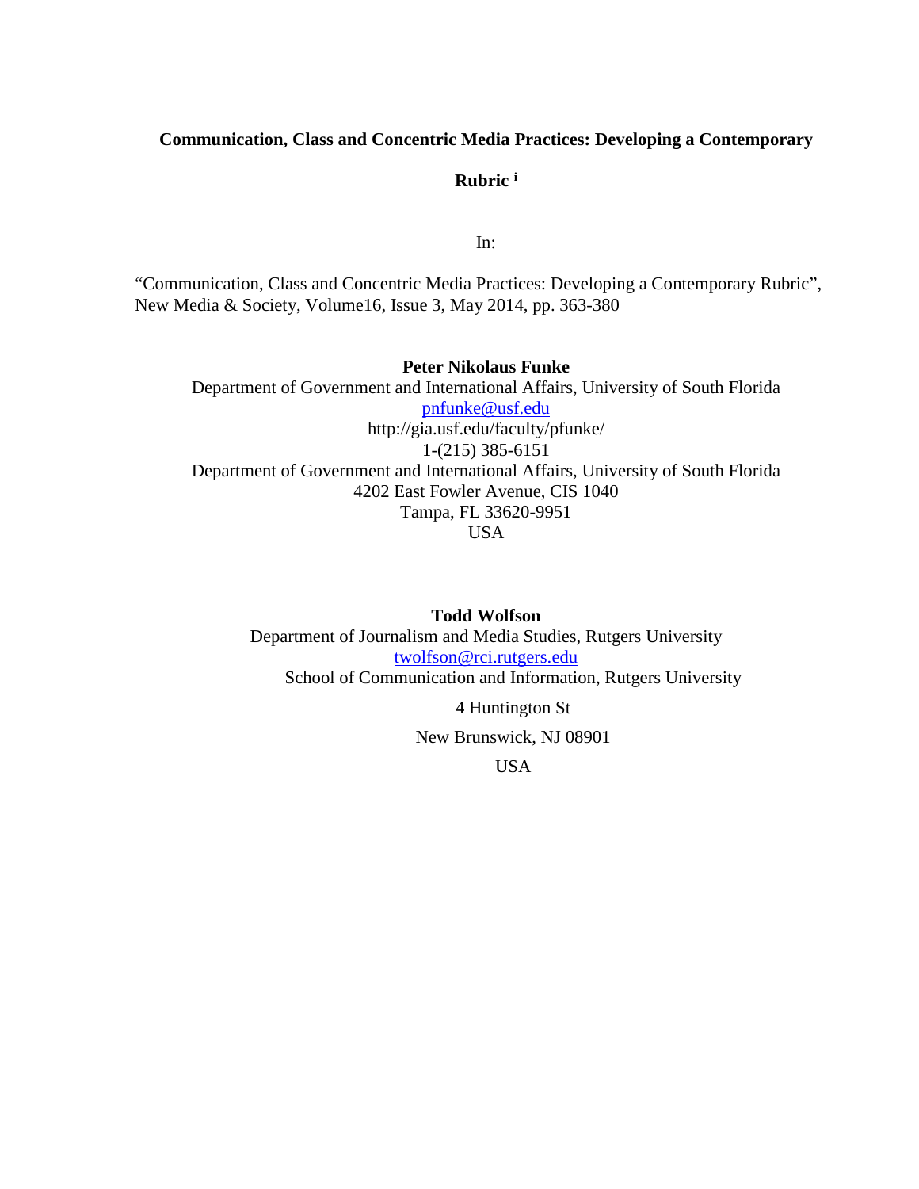**Communication, Class and Concentric Media Practices: Developing a Contemporary Rubric** [i]

In:

"Communication, Class and Concentric Media Practices: Developing a Contemporary Rubric", New Media & Society, Volume16, Issue 3, May 2014, pp. 363-380

**Peter Nikolaus Funke**
Department of Government and International Affairs, University of South Florida
pnfunke@usf.edu
http://gia.usf.edu/faculty/pfunke/
1-(215) 385-6151
Department of Government and International Affairs, University of South Florida
4202 East Fowler Avenue, CIS 1040
Tampa, FL 33620-9951
USA

**Todd Wolfson**
Department of Journalism and Media Studies, Rutgers University
twolfson@rci.rutgers.edu
School of Communication and Information, Rutgers University

4 Huntington St

New Brunswick, NJ 08901

USA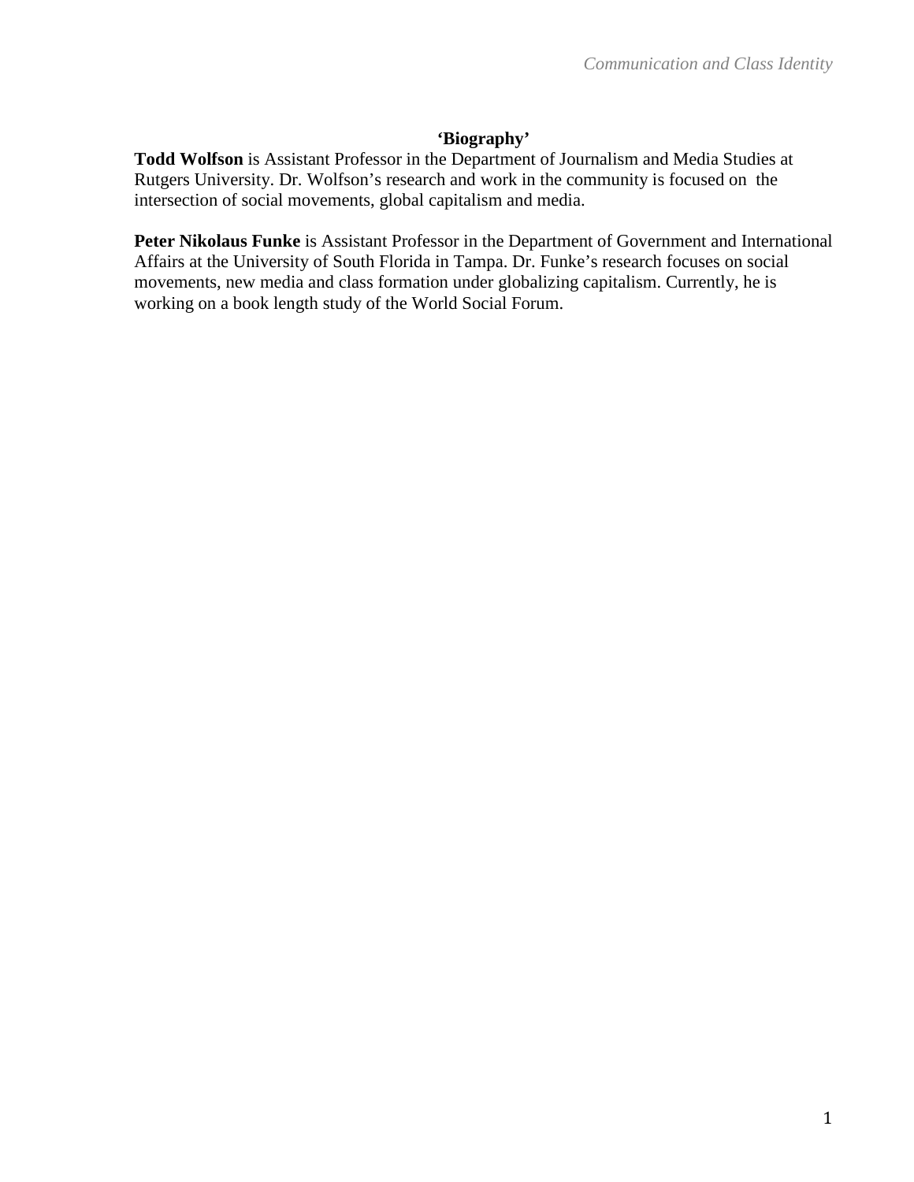**‘Biography’**

**Todd Wolfson** is Assistant Professor in the Department of Journalism and Media Studies at Rutgers University. Dr. Wolfson’s research and work in the community is focused on the intersection of social movements, global capitalism and media.

**Peter Nikolaus Funke** is Assistant Professor in the Department of Government and International Affairs at the University of South Florida in Tampa. Dr. Funke’s research focuses on social movements, new media and class formation under globalizing capitalism. Currently, he is working on a book length study of the World Social Forum.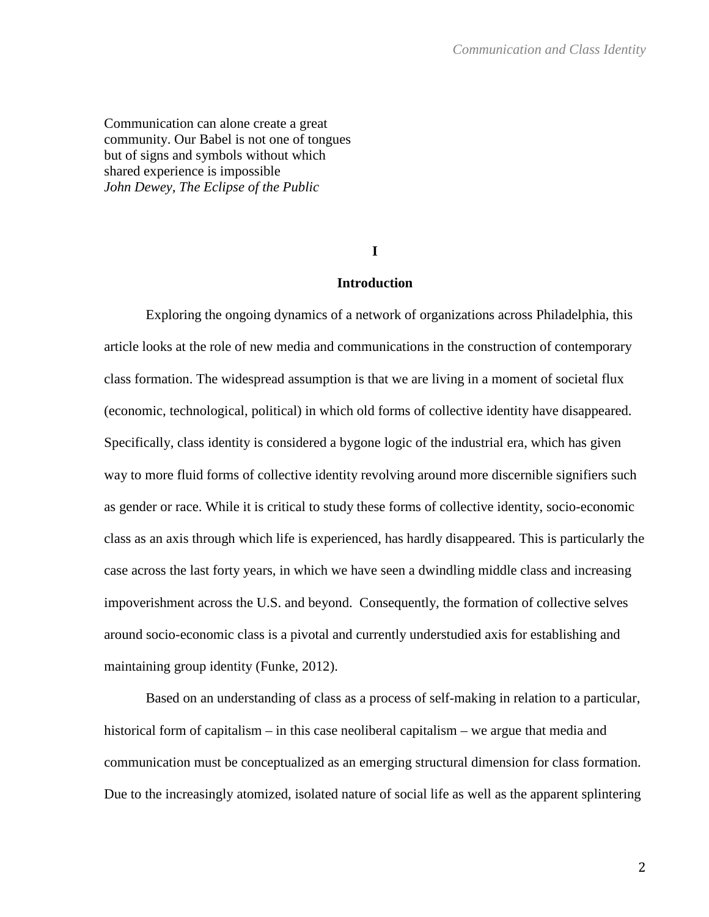Communication can alone create a great community. Our Babel is not one of tongues but of signs and symbols without which shared experience is impossible
*John Dewey, The Eclipse of the Public*

## I

## Introduction

Exploring the ongoing dynamics of a network of organizations across Philadelphia, this article looks at the role of new media and communications in the construction of contemporary class formation. The widespread assumption is that we are living in a moment of societal flux (economic, technological, political) in which old forms of collective identity have disappeared. Specifically, class identity is considered a bygone logic of the industrial era, which has given way to more fluid forms of collective identity revolving around more discernible signifiers such as gender or race. While it is critical to study these forms of collective identity, socio-economic class as an axis through which life is experienced, has hardly disappeared. This is particularly the case across the last forty years, in which we have seen a dwindling middle class and increasing impoverishment across the U.S. and beyond. Consequently, the formation of collective selves around socio-economic class is a pivotal and currently understudied axis for establishing and maintaining group identity (Funke, 2012).

Based on an understanding of class as a process of self-making in relation to a particular, historical form of capitalism – in this case neoliberal capitalism – we argue that media and communication must be conceptualized as an emerging structural dimension for class formation. Due to the increasingly atomized, isolated nature of social life as well as the apparent splintering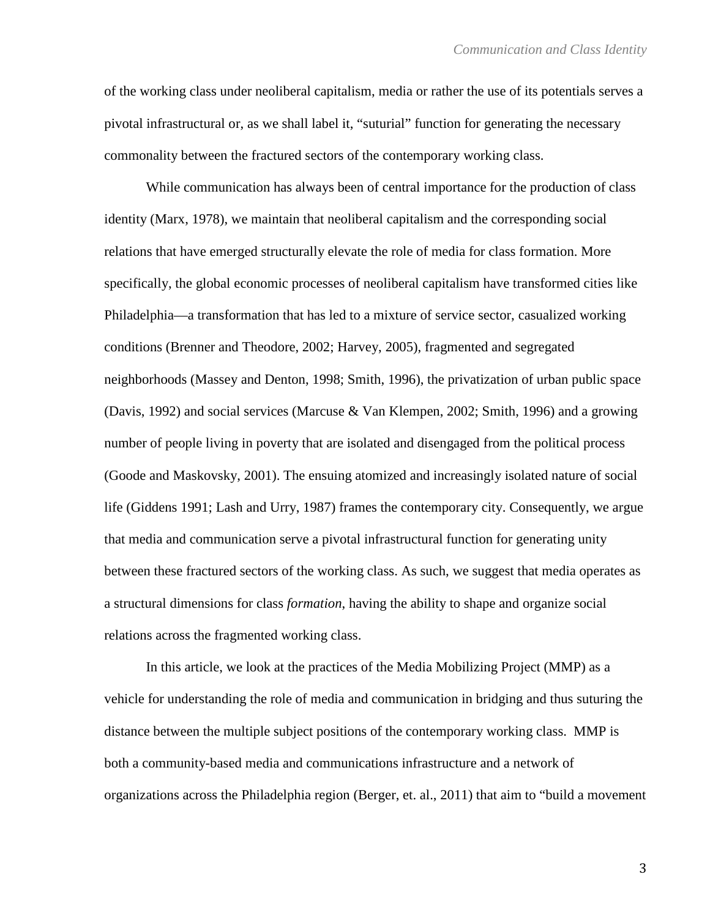of the working class under neoliberal capitalism, media or rather the use of its potentials serves a pivotal infrastructural or, as we shall label it, "suturial" function for generating the necessary commonality between the fractured sectors of the contemporary working class.

While communication has always been of central importance for the production of class identity (Marx, 1978), we maintain that neoliberal capitalism and the corresponding social relations that have emerged structurally elevate the role of media for class formation. More specifically, the global economic processes of neoliberal capitalism have transformed cities like Philadelphia—a transformation that has led to a mixture of service sector, casualized working conditions (Brenner and Theodore, 2002; Harvey, 2005), fragmented and segregated neighborhoods (Massey and Denton, 1998; Smith, 1996), the privatization of urban public space (Davis, 1992) and social services (Marcuse & Van Klempen, 2002; Smith, 1996) and a growing number of people living in poverty that are isolated and disengaged from the political process (Goode and Maskovsky, 2001). The ensuing atomized and increasingly isolated nature of social life (Giddens 1991; Lash and Urry, 1987) frames the contemporary city. Consequently, we argue that media and communication serve a pivotal infrastructural function for generating unity between these fractured sectors of the working class. As such, we suggest that media operates as a structural dimensions for class *formation*, having the ability to shape and organize social relations across the fragmented working class.

In this article, we look at the practices of the Media Mobilizing Project (MMP) as a vehicle for understanding the role of media and communication in bridging and thus suturing the distance between the multiple subject positions of the contemporary working class. MMP is both a community-based media and communications infrastructure and a network of organizations across the Philadelphia region (Berger, et. al., 2011) that aim to "build a movement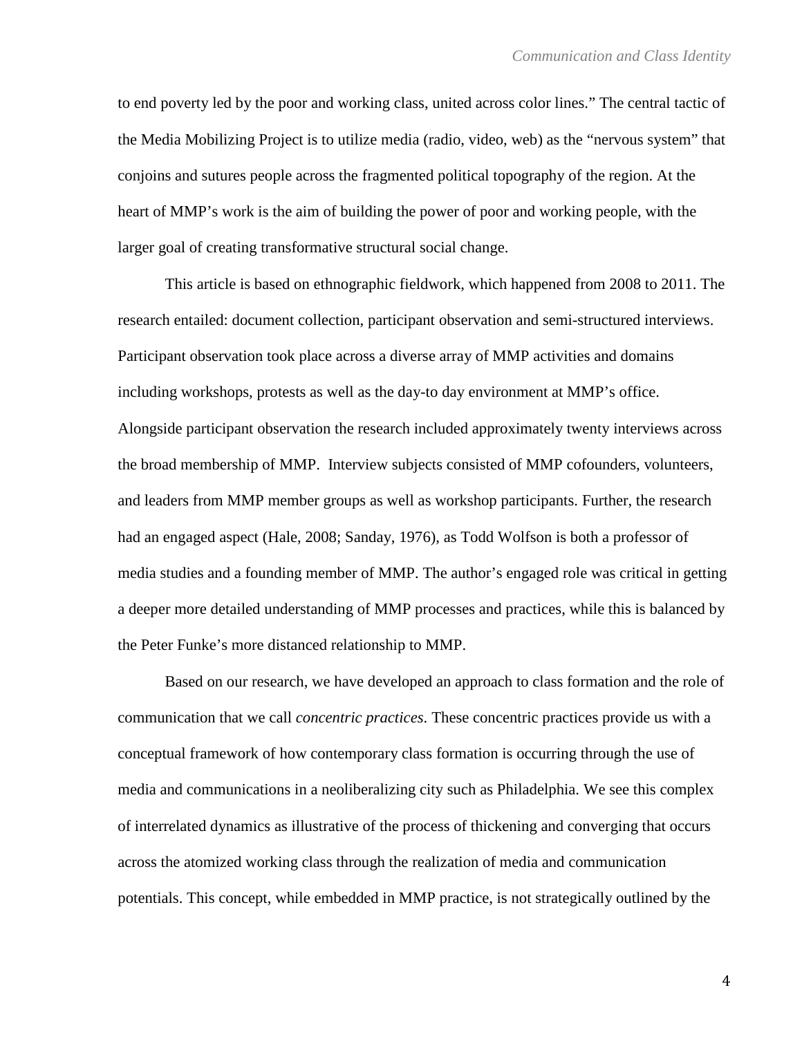to end poverty led by the poor and working class, united across color lines." The central tactic of the Media Mobilizing Project is to utilize media (radio, video, web) as the "nervous system" that conjoins and sutures people across the fragmented political topography of the region. At the heart of MMP's work is the aim of building the power of poor and working people, with the larger goal of creating transformative structural social change.

This article is based on ethnographic fieldwork, which happened from 2008 to 2011. The research entailed: document collection, participant observation and semi-structured interviews. Participant observation took place across a diverse array of MMP activities and domains including workshops, protests as well as the day-to day environment at MMP's office. Alongside participant observation the research included approximately twenty interviews across the broad membership of MMP. Interview subjects consisted of MMP cofounders, volunteers, and leaders from MMP member groups as well as workshop participants. Further, the research had an engaged aspect (Hale, 2008; Sanday, 1976), as Todd Wolfson is both a professor of media studies and a founding member of MMP. The author's engaged role was critical in getting a deeper more detailed understanding of MMP processes and practices, while this is balanced by the Peter Funke's more distanced relationship to MMP.

Based on our research, we have developed an approach to class formation and the role of communication that we call *concentric practices*. These concentric practices provide us with a conceptual framework of how contemporary class formation is occurring through the use of media and communications in a neoliberalizing city such as Philadelphia. We see this complex of interrelated dynamics as illustrative of the process of thickening and converging that occurs across the atomized working class through the realization of media and communication potentials. This concept, while embedded in MMP practice, is not strategically outlined by the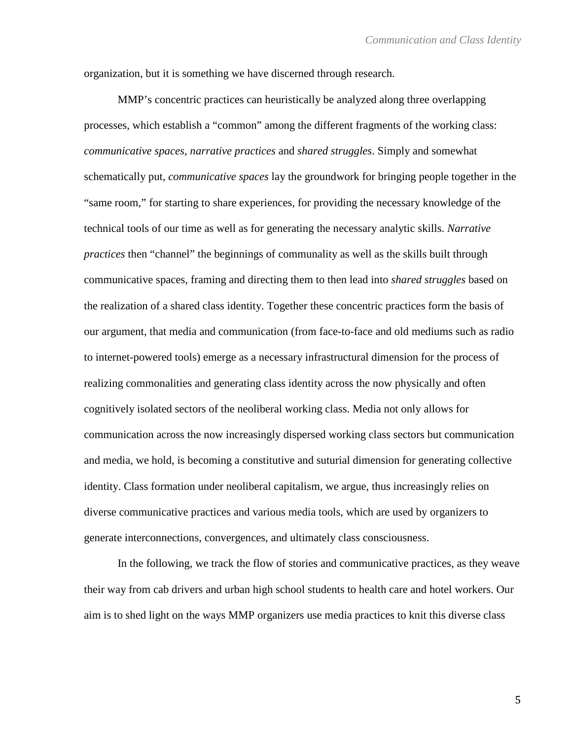organization, but it is something we have discerned through research.

MMP's concentric practices can heuristically be analyzed along three overlapping processes, which establish a "common" among the different fragments of the working class: *communicative spaces*, *narrative practices* and *shared struggles*. Simply and somewhat schematically put, *communicative spaces* lay the groundwork for bringing people together in the "same room," for starting to share experiences, for providing the necessary knowledge of the technical tools of our time as well as for generating the necessary analytic skills. *Narrative practices* then "channel" the beginnings of communality as well as the skills built through communicative spaces, framing and directing them to then lead into *shared struggles* based on the realization of a shared class identity. Together these concentric practices form the basis of our argument, that media and communication (from face-to-face and old mediums such as radio to internet-powered tools) emerge as a necessary infrastructural dimension for the process of realizing commonalities and generating class identity across the now physically and often cognitively isolated sectors of the neoliberal working class. Media not only allows for communication across the now increasingly dispersed working class sectors but communication and media, we hold, is becoming a constitutive and suturial dimension for generating collective identity. Class formation under neoliberal capitalism, we argue, thus increasingly relies on diverse communicative practices and various media tools, which are used by organizers to generate interconnections, convergences, and ultimately class consciousness.

In the following, we track the flow of stories and communicative practices, as they weave their way from cab drivers and urban high school students to health care and hotel workers. Our aim is to shed light on the ways MMP organizers use media practices to knit this diverse class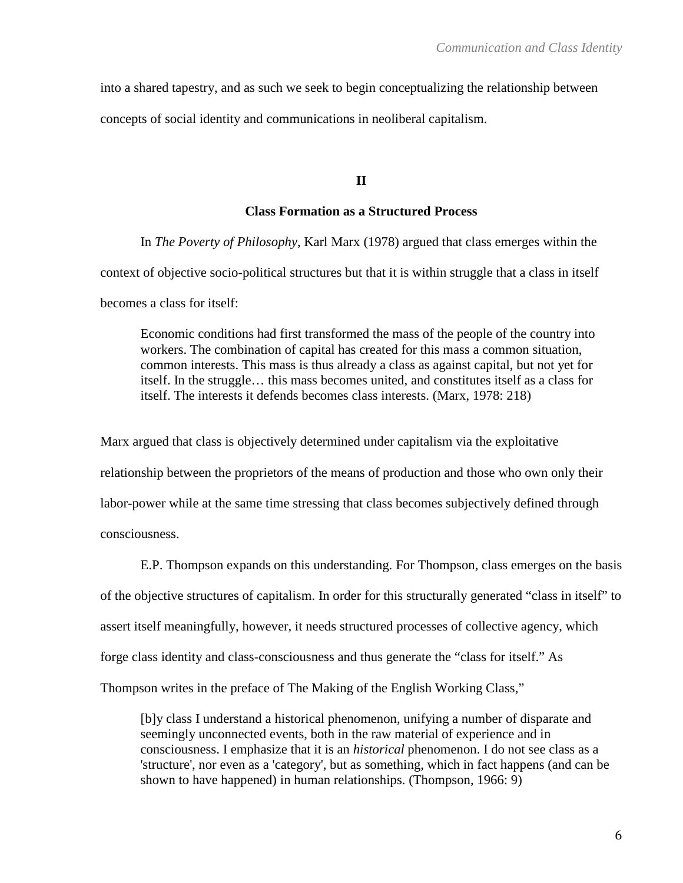into a shared tapestry, and as such we seek to begin conceptualizing the relationship between concepts of social identity and communications in neoliberal capitalism.

## II

## Class Formation as a Structured Process

In *The Poverty of Philosophy*, Karl Marx (1978) argued that class emerges within the context of objective socio-political structures but that it is within struggle that a class in itself becomes a class for itself:

> Economic conditions had first transformed the mass of the people of the country into workers. The combination of capital has created for this mass a common situation, common interests. This mass is thus already a class as against capital, but not yet for itself. In the struggle… this mass becomes united, and constitutes itself as a class for itself. The interests it defends becomes class interests. (Marx, 1978: 218)

Marx argued that class is objectively determined under capitalism via the exploitative relationship between the proprietors of the means of production and those who own only their labor-power while at the same time stressing that class becomes subjectively defined through consciousness.

E.P. Thompson expands on this understanding. For Thompson, class emerges on the basis of the objective structures of capitalism. In order for this structurally generated "class in itself" to assert itself meaningfully, however, it needs structured processes of collective agency, which forge class identity and class-consciousness and thus generate the "class for itself." As Thompson writes in the preface of The Making of the English Working Class,"

> [b]y class I understand a historical phenomenon, unifying a number of disparate and seemingly unconnected events, both in the raw material of experience and in consciousness. I emphasize that it is an *historical* phenomenon. I do not see class as a 'structure', nor even as a 'category', but as something, which in fact happens (and can be shown to have happened) in human relationships. (Thompson, 1966: 9)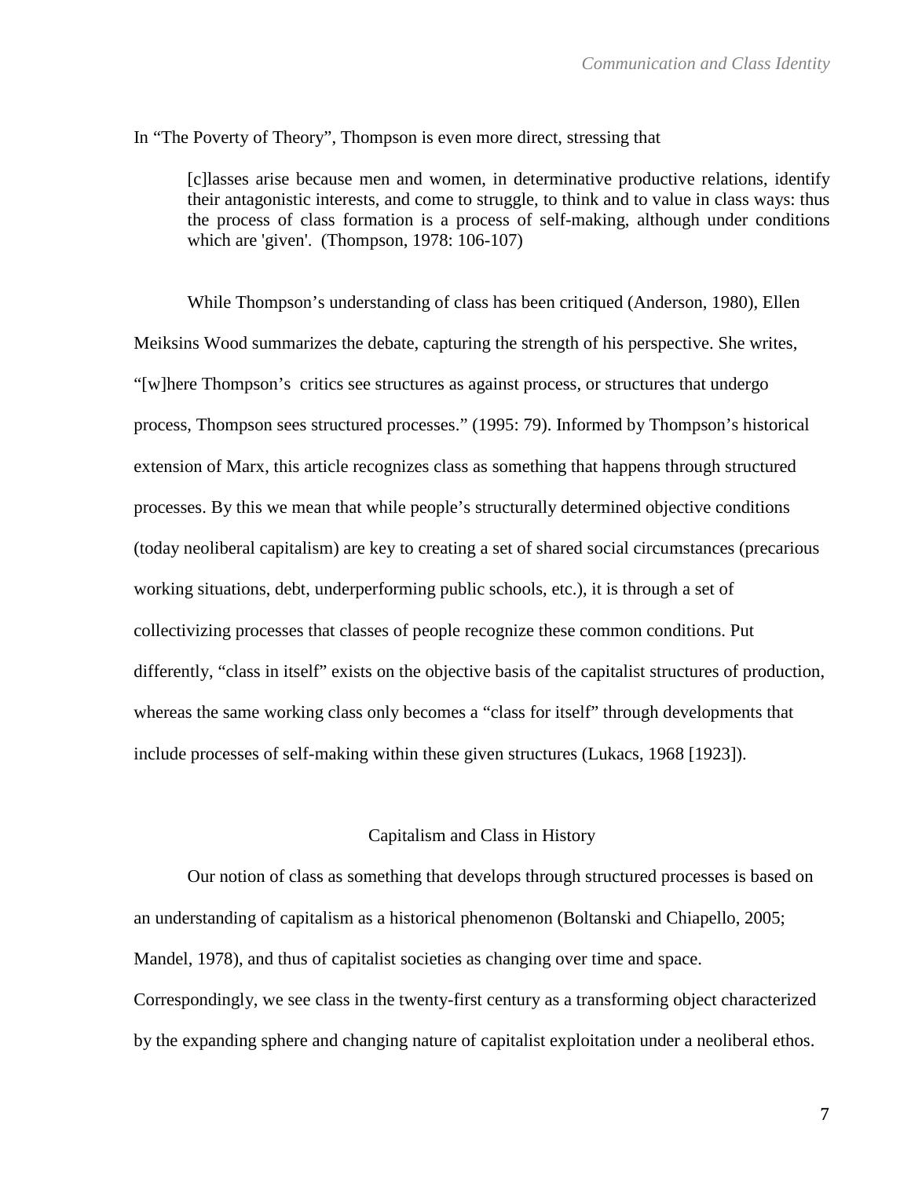In "The Poverty of Theory", Thompson is even more direct, stressing that

> [c]lasses arise because men and women, in determinative productive relations, identify their antagonistic interests, and come to struggle, to think and to value in class ways: thus the process of class formation is a process of self-making, although under conditions which are 'given'. (Thompson, 1978: 106-107)

While Thompson's understanding of class has been critiqued (Anderson, 1980), Ellen Meiksins Wood summarizes the debate, capturing the strength of his perspective. She writes, "[w]here Thompson's critics see structures as against process, or structures that undergo process, Thompson sees structured processes." (1995: 79). Informed by Thompson's historical extension of Marx, this article recognizes class as something that happens through structured processes. By this we mean that while people's structurally determined objective conditions (today neoliberal capitalism) are key to creating a set of shared social circumstances (precarious working situations, debt, underperforming public schools, etc.), it is through a set of collectivizing processes that classes of people recognize these common conditions. Put differently, "class in itself" exists on the objective basis of the capitalist structures of production, whereas the same working class only becomes a "class for itself" through developments that include processes of self-making within these given structures (Lukacs, 1968 [1923]).

## Capitalism and Class in History

Our notion of class as something that develops through structured processes is based on an understanding of capitalism as a historical phenomenon (Boltanski and Chiapello, 2005; Mandel, 1978), and thus of capitalist societies as changing over time and space. Correspondingly, we see class in the twenty-first century as a transforming object characterized by the expanding sphere and changing nature of capitalist exploitation under a neoliberal ethos.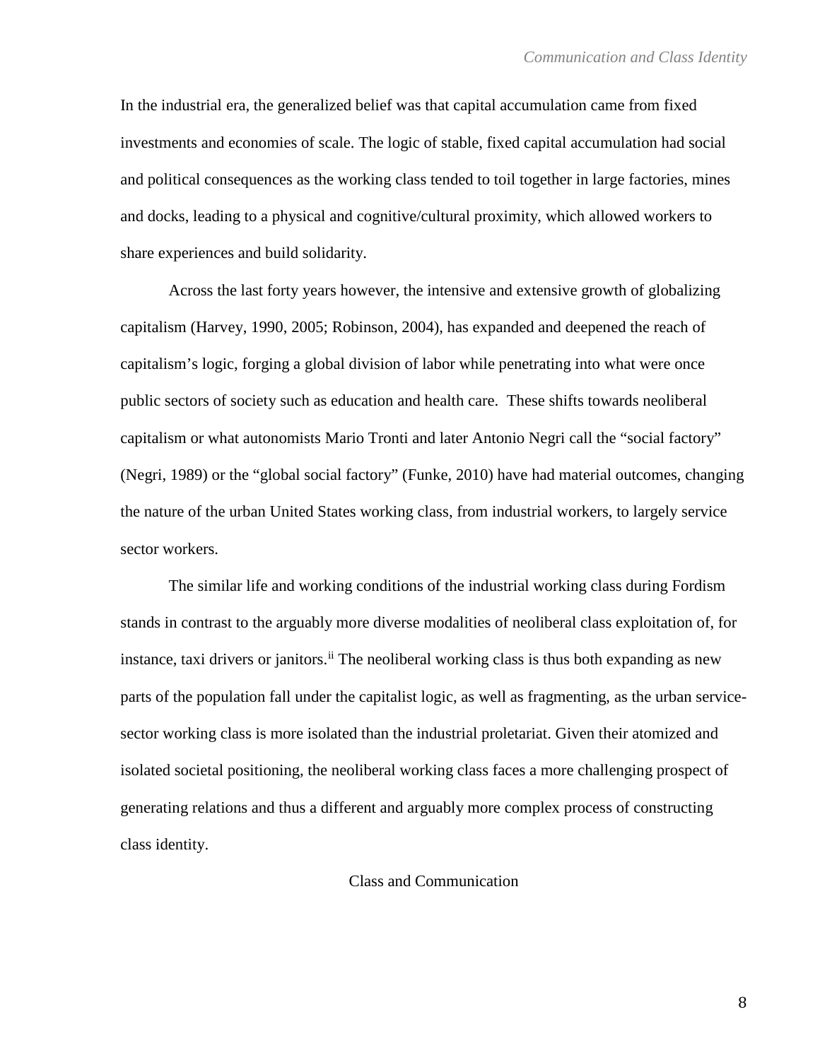In the industrial era, the generalized belief was that capital accumulation came from fixed investments and economies of scale. The logic of stable, fixed capital accumulation had social and political consequences as the working class tended to toil together in large factories, mines and docks, leading to a physical and cognitive/cultural proximity, which allowed workers to share experiences and build solidarity.

Across the last forty years however, the intensive and extensive growth of globalizing capitalism (Harvey, 1990, 2005; Robinson, 2004), has expanded and deepened the reach of capitalism's logic, forging a global division of labor while penetrating into what were once public sectors of society such as education and health care. These shifts towards neoliberal capitalism or what autonomists Mario Tronti and later Antonio Negri call the "social factory" (Negri, 1989) or the "global social factory" (Funke, 2010) have had material outcomes, changing the nature of the urban United States working class, from industrial workers, to largely service sector workers.

The similar life and working conditions of the industrial working class during Fordism stands in contrast to the arguably more diverse modalities of neoliberal class exploitation of, for instance, taxi drivers or janitors.[ii] The neoliberal working class is thus both expanding as new parts of the population fall under the capitalist logic, as well as fragmenting, as the urban service-sector working class is more isolated than the industrial proletariat. Given their atomized and isolated societal positioning, the neoliberal working class faces a more challenging prospect of generating relations and thus a different and arguably more complex process of constructing class identity.

## Class and Communication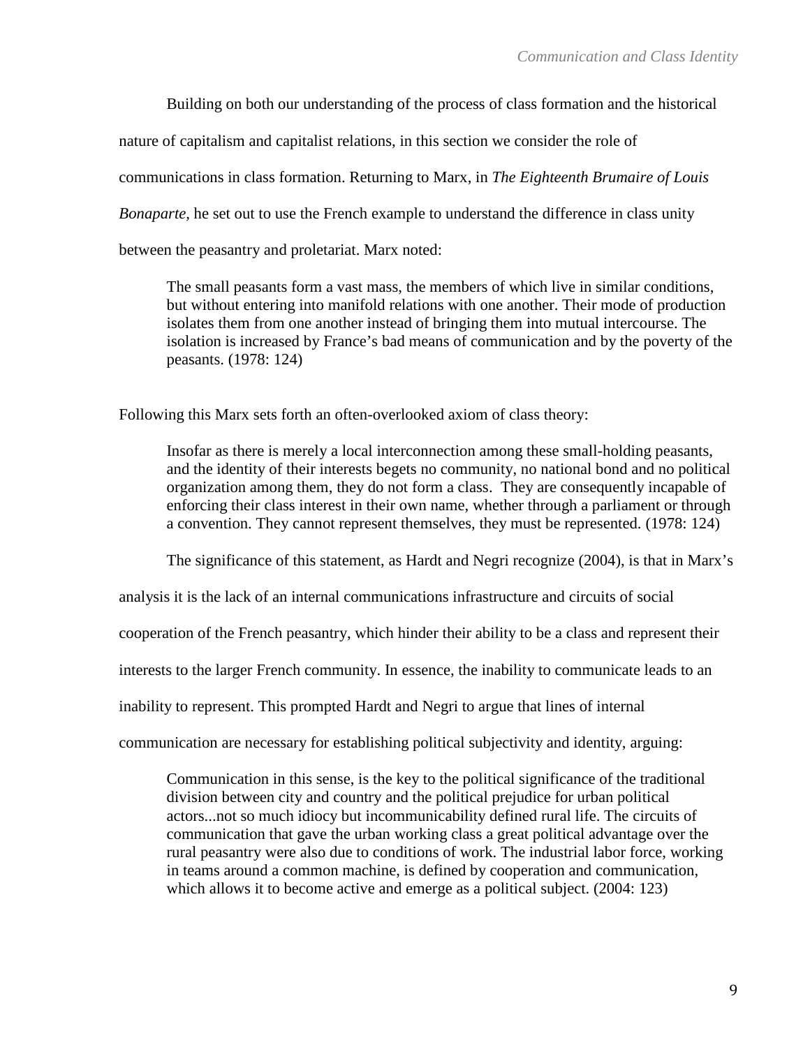Building on both our understanding of the process of class formation and the historical nature of capitalism and capitalist relations, in this section we consider the role of communications in class formation. Returning to Marx, in *The Eighteenth Brumaire of Louis Bonaparte,* he set out to use the French example to understand the difference in class unity between the peasantry and proletariat. Marx noted:

> The small peasants form a vast mass, the members of which live in similar conditions, but without entering into manifold relations with one another. Their mode of production isolates them from one another instead of bringing them into mutual intercourse. The isolation is increased by France's bad means of communication and by the poverty of the peasants. (1978: 124)

Following this Marx sets forth an often-overlooked axiom of class theory:

> Insofar as there is merely a local interconnection among these small-holding peasants, and the identity of their interests begets no community, no national bond and no political organization among them, they do not form a class. They are consequently incapable of enforcing their class interest in their own name, whether through a parliament or through a convention. They cannot represent themselves, they must be represented. (1978: 124)

The significance of this statement, as Hardt and Negri recognize (2004), is that in Marx's analysis it is the lack of an internal communications infrastructure and circuits of social cooperation of the French peasantry, which hinder their ability to be a class and represent their interests to the larger French community. In essence, the inability to communicate leads to an inability to represent. This prompted Hardt and Negri to argue that lines of internal communication are necessary for establishing political subjectivity and identity, arguing:

> Communication in this sense, is the key to the political significance of the traditional division between city and country and the political prejudice for urban political actors...not so much idiocy but incommunicability defined rural life. The circuits of communication that gave the urban working class a great political advantage over the rural peasantry were also due to conditions of work. The industrial labor force, working in teams around a common machine, is defined by cooperation and communication, which allows it to become active and emerge as a political subject. (2004: 123)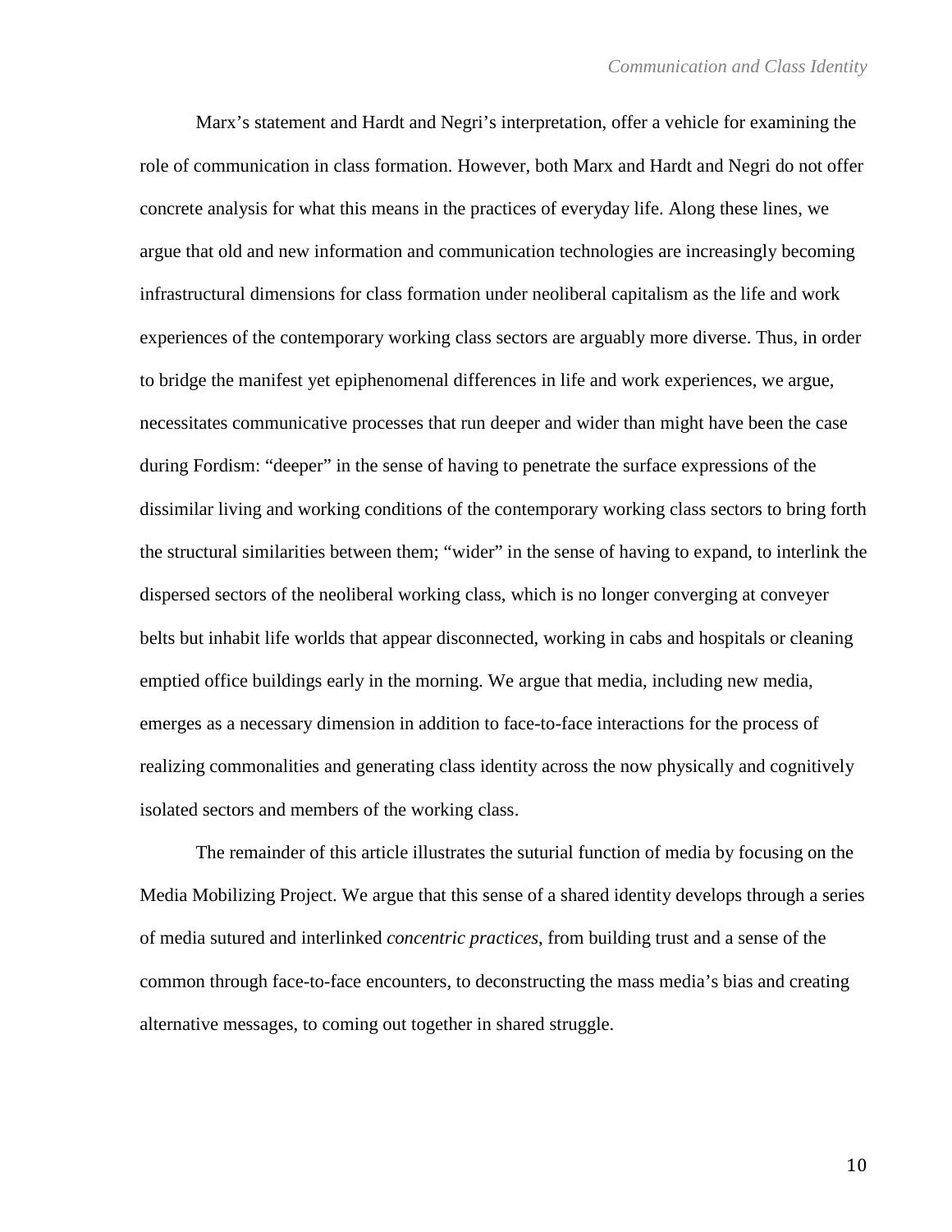Marx's statement and Hardt and Negri's interpretation, offer a vehicle for examining the role of communication in class formation. However, both Marx and Hardt and Negri do not offer concrete analysis for what this means in the practices of everyday life. Along these lines, we argue that old and new information and communication technologies are increasingly becoming infrastructural dimensions for class formation under neoliberal capitalism as the life and work experiences of the contemporary working class sectors are arguably more diverse. Thus, in order to bridge the manifest yet epiphenomenal differences in life and work experiences, we argue, necessitates communicative processes that run deeper and wider than might have been the case during Fordism: "deeper" in the sense of having to penetrate the surface expressions of the dissimilar living and working conditions of the contemporary working class sectors to bring forth the structural similarities between them; "wider" in the sense of having to expand, to interlink the dispersed sectors of the neoliberal working class, which is no longer converging at conveyer belts but inhabit life worlds that appear disconnected, working in cabs and hospitals or cleaning emptied office buildings early in the morning. We argue that media, including new media, emerges as a necessary dimension in addition to face-to-face interactions for the process of realizing commonalities and generating class identity across the now physically and cognitively isolated sectors and members of the working class.

The remainder of this article illustrates the suturial function of media by focusing on the Media Mobilizing Project. We argue that this sense of a shared identity develops through a series of media sutured and interlinked *concentric practices*, from building trust and a sense of the common through face-to-face encounters, to deconstructing the mass media's bias and creating alternative messages, to coming out together in shared struggle.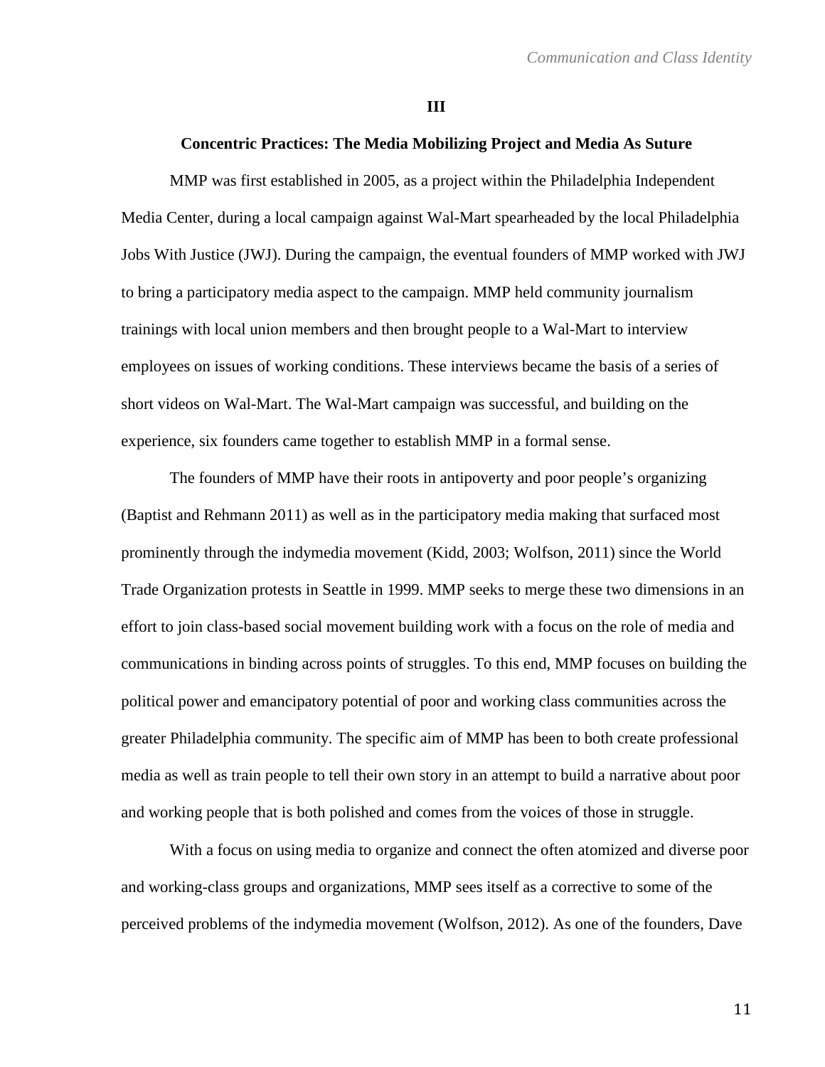## III

### Concentric Practices: The Media Mobilizing Project and Media As Suture

MMP was first established in 2005, as a project within the Philadelphia Independent Media Center, during a local campaign against Wal-Mart spearheaded by the local Philadelphia Jobs With Justice (JWJ). During the campaign, the eventual founders of MMP worked with JWJ to bring a participatory media aspect to the campaign. MMP held community journalism trainings with local union members and then brought people to a Wal-Mart to interview employees on issues of working conditions. These interviews became the basis of a series of short videos on Wal-Mart. The Wal-Mart campaign was successful, and building on the experience, six founders came together to establish MMP in a formal sense.

The founders of MMP have their roots in antipoverty and poor people's organizing (Baptist and Rehmann 2011) as well as in the participatory media making that surfaced most prominently through the indymedia movement (Kidd, 2003; Wolfson, 2011) since the World Trade Organization protests in Seattle in 1999. MMP seeks to merge these two dimensions in an effort to join class-based social movement building work with a focus on the role of media and communications in binding across points of struggles. To this end, MMP focuses on building the political power and emancipatory potential of poor and working class communities across the greater Philadelphia community. The specific aim of MMP has been to both create professional media as well as train people to tell their own story in an attempt to build a narrative about poor and working people that is both polished and comes from the voices of those in struggle.

With a focus on using media to organize and connect the often atomized and diverse poor and working-class groups and organizations, MMP sees itself as a corrective to some of the perceived problems of the indymedia movement (Wolfson, 2012). As one of the founders, Dave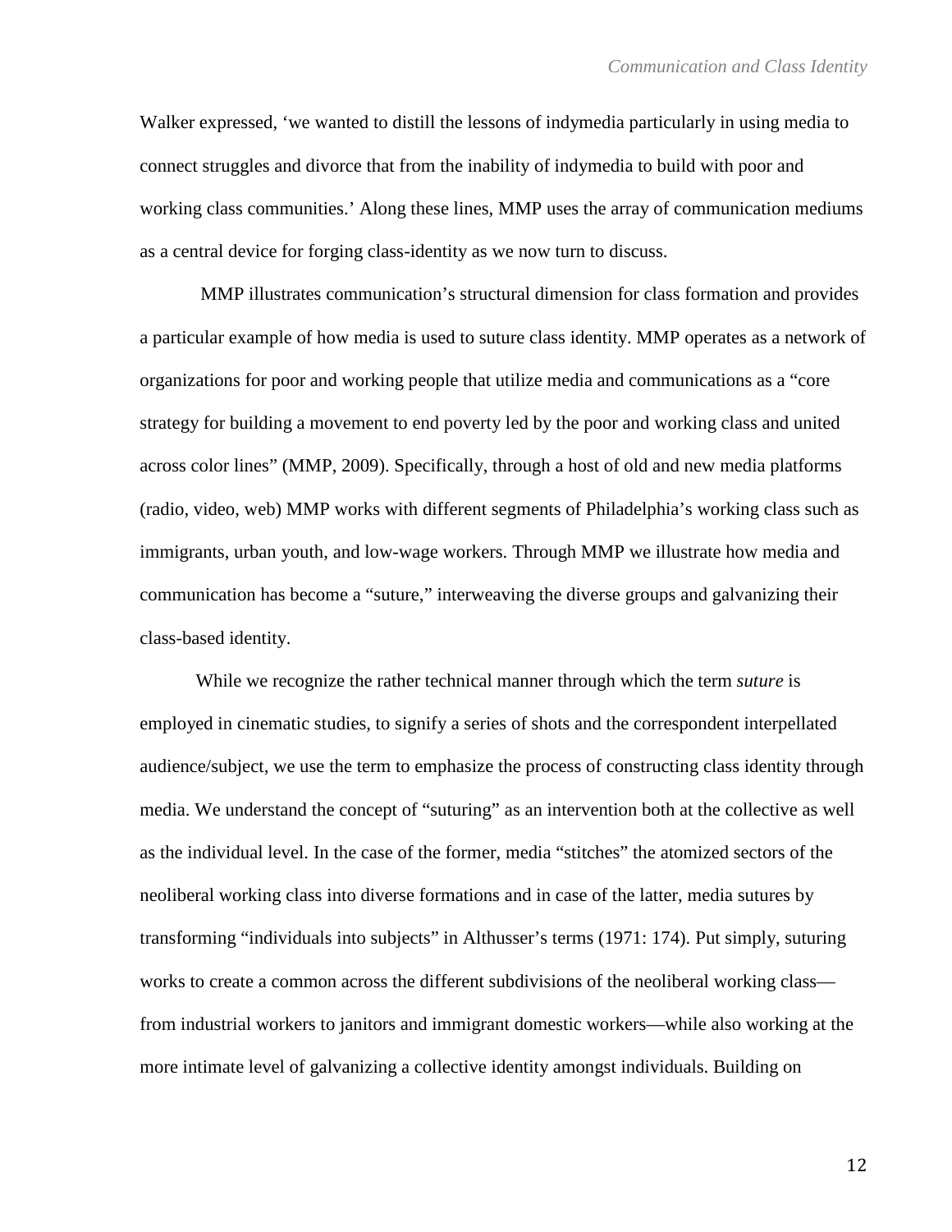Walker expressed, 'we wanted to distill the lessons of indymedia particularly in using media to connect struggles and divorce that from the inability of indymedia to build with poor and working class communities.' Along these lines, MMP uses the array of communication mediums as a central device for forging class-identity as we now turn to discuss.

MMP illustrates communication's structural dimension for class formation and provides a particular example of how media is used to suture class identity. MMP operates as a network of organizations for poor and working people that utilize media and communications as a "core strategy for building a movement to end poverty led by the poor and working class and united across color lines" (MMP, 2009). Specifically, through a host of old and new media platforms (radio, video, web) MMP works with different segments of Philadelphia's working class such as immigrants, urban youth, and low-wage workers. Through MMP we illustrate how media and communication has become a "suture," interweaving the diverse groups and galvanizing their class-based identity.

While we recognize the rather technical manner through which the term *suture* is employed in cinematic studies, to signify a series of shots and the correspondent interpellated audience/subject, we use the term to emphasize the process of constructing class identity through media. We understand the concept of "suturing" as an intervention both at the collective as well as the individual level. In the case of the former, media "stitches" the atomized sectors of the neoliberal working class into diverse formations and in case of the latter, media sutures by transforming "individuals into subjects" in Althusser's terms (1971: 174). Put simply, suturing works to create a common across the different subdivisions of the neoliberal working class—from industrial workers to janitors and immigrant domestic workers—while also working at the more intimate level of galvanizing a collective identity amongst individuals. Building on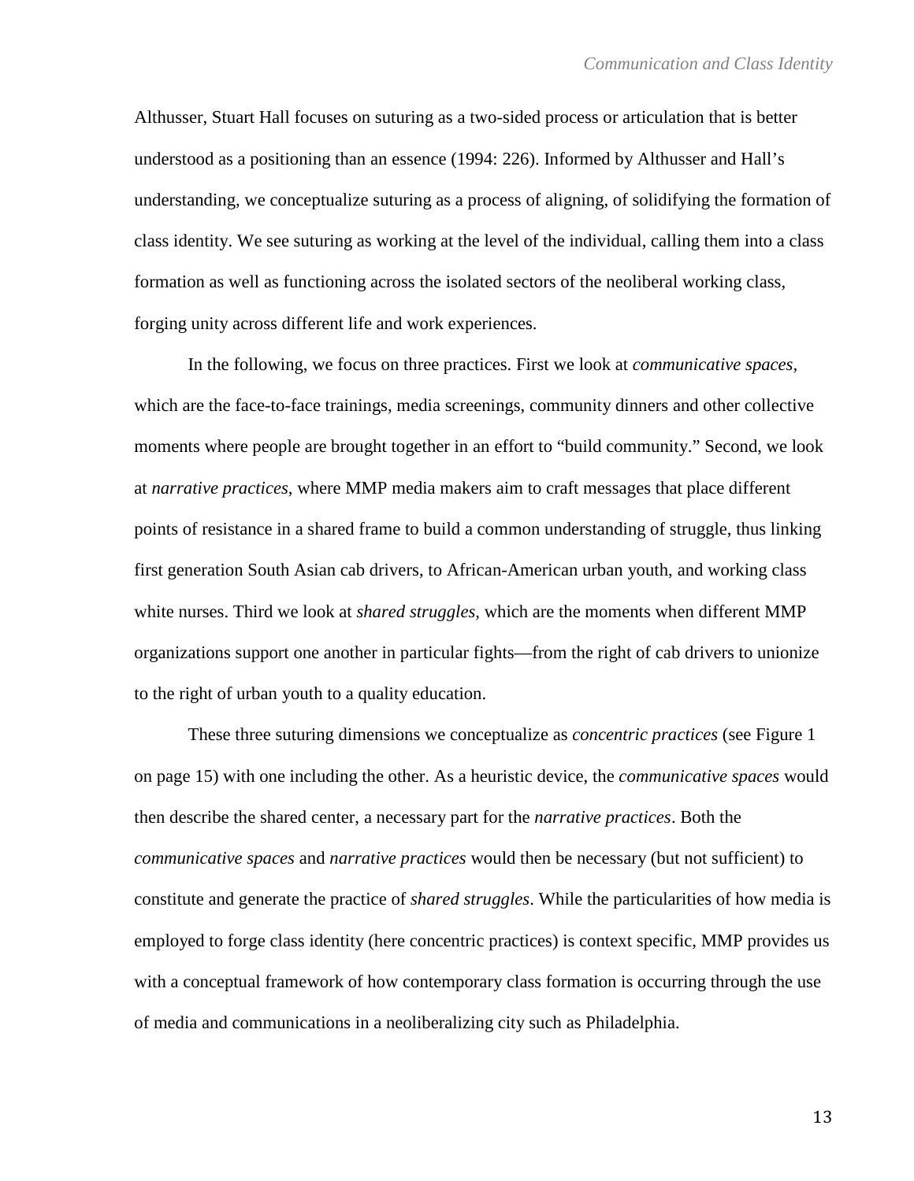Althusser, Stuart Hall focuses on suturing as a two-sided process or articulation that is better understood as a positioning than an essence (1994: 226). Informed by Althusser and Hall's understanding, we conceptualize suturing as a process of aligning, of solidifying the formation of class identity. We see suturing as working at the level of the individual, calling them into a class formation as well as functioning across the isolated sectors of the neoliberal working class, forging unity across different life and work experiences.

In the following, we focus on three practices. First we look at *communicative spaces*, which are the face-to-face trainings, media screenings, community dinners and other collective moments where people are brought together in an effort to "build community." Second, we look at *narrative practices*, where MMP media makers aim to craft messages that place different points of resistance in a shared frame to build a common understanding of struggle, thus linking first generation South Asian cab drivers, to African-American urban youth, and working class white nurses. Third we look at *shared struggles*, which are the moments when different MMP organizations support one another in particular fights—from the right of cab drivers to unionize to the right of urban youth to a quality education.

These three suturing dimensions we conceptualize as *concentric practices* (see Figure 1 on page 15) with one including the other. As a heuristic device, the *communicative spaces* would then describe the shared center, a necessary part for the *narrative practices*. Both the *communicative spaces* and *narrative practices* would then be necessary (but not sufficient) to constitute and generate the practice of *shared struggles*. While the particularities of how media is employed to forge class identity (here concentric practices) is context specific, MMP provides us with a conceptual framework of how contemporary class formation is occurring through the use of media and communications in a neoliberalizing city such as Philadelphia.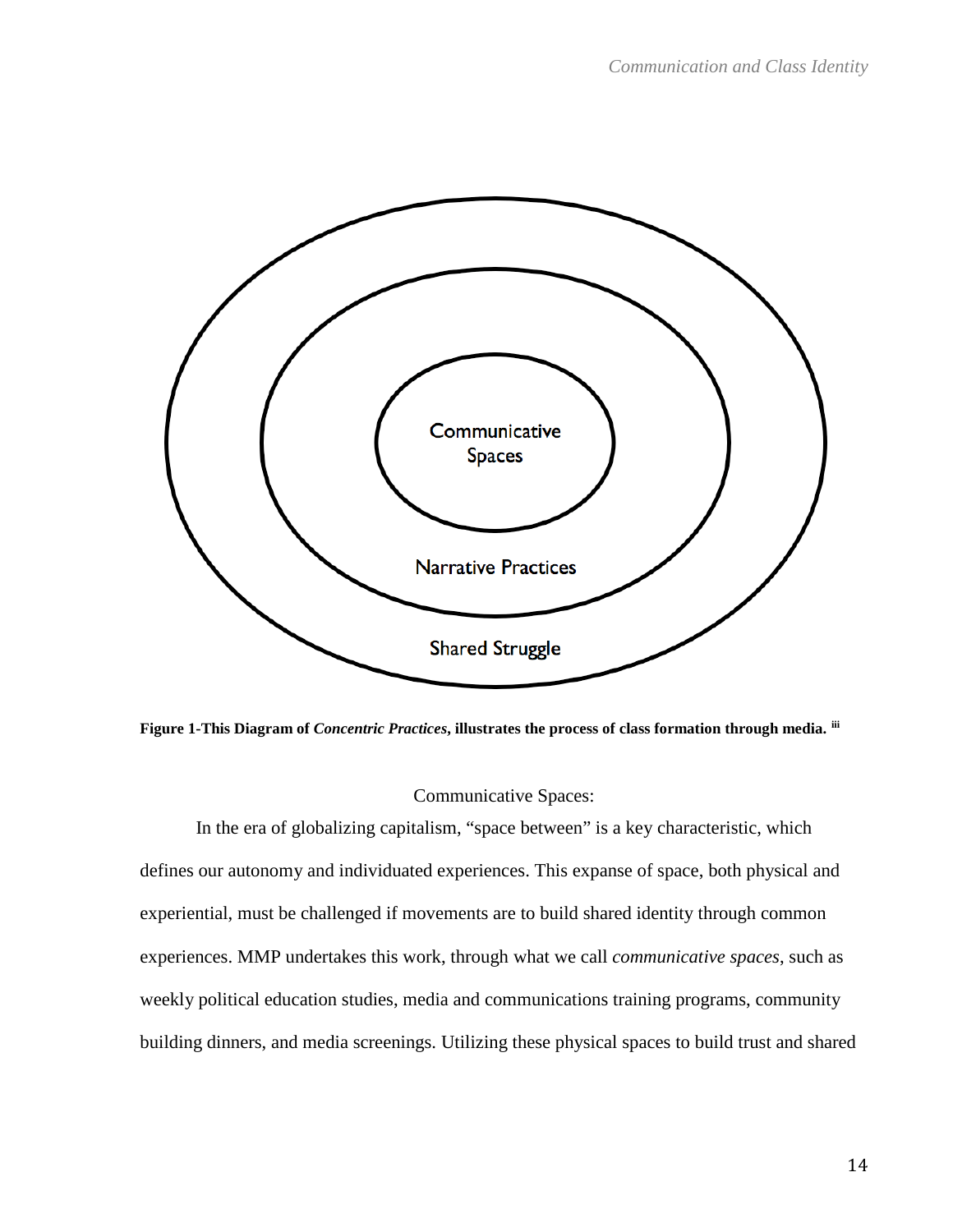Communicative Spaces

Narrative Practices

Shared Struggle

**Figure 1-This Diagram of *Concentric Practices*, illustrates the process of class formation through media.** [iii]

Communicative Spaces:

In the era of globalizing capitalism, "space between" is a key characteristic, which defines our autonomy and individuated experiences. This expanse of space, both physical and experiential, must be challenged if movements are to build shared identity through common experiences. MMP undertakes this work, through what we call *communicative spaces*, such as weekly political education studies, media and communications training programs, community building dinners, and media screenings. Utilizing these physical spaces to build trust and shared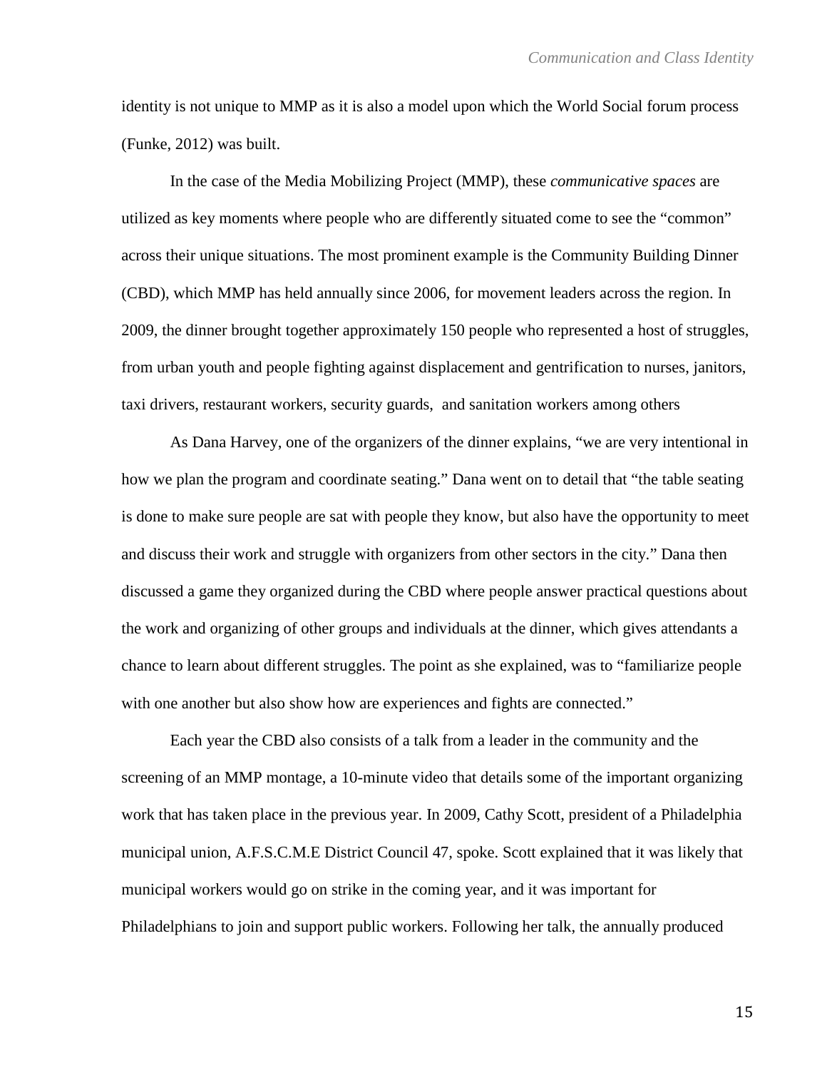identity is not unique to MMP as it is also a model upon which the World Social forum process (Funke, 2012) was built.

In the case of the Media Mobilizing Project (MMP), these *communicative spaces* are utilized as key moments where people who are differently situated come to see the "common" across their unique situations. The most prominent example is the Community Building Dinner (CBD), which MMP has held annually since 2006, for movement leaders across the region. In 2009, the dinner brought together approximately 150 people who represented a host of struggles, from urban youth and people fighting against displacement and gentrification to nurses, janitors, taxi drivers, restaurant workers, security guards,  and sanitation workers among others

As Dana Harvey, one of the organizers of the dinner explains, "we are very intentional in how we plan the program and coordinate seating." Dana went on to detail that "the table seating is done to make sure people are sat with people they know, but also have the opportunity to meet and discuss their work and struggle with organizers from other sectors in the city." Dana then discussed a game they organized during the CBD where people answer practical questions about the work and organizing of other groups and individuals at the dinner, which gives attendants a chance to learn about different struggles. The point as she explained, was to "familiarize people with one another but also show how are experiences and fights are connected."

Each year the CBD also consists of a talk from a leader in the community and the screening of an MMP montage, a 10-minute video that details some of the important organizing work that has taken place in the previous year. In 2009, Cathy Scott, president of a Philadelphia municipal union, A.F.S.C.M.E District Council 47, spoke. Scott explained that it was likely that municipal workers would go on strike in the coming year, and it was important for Philadelphians to join and support public workers. Following her talk, the annually produced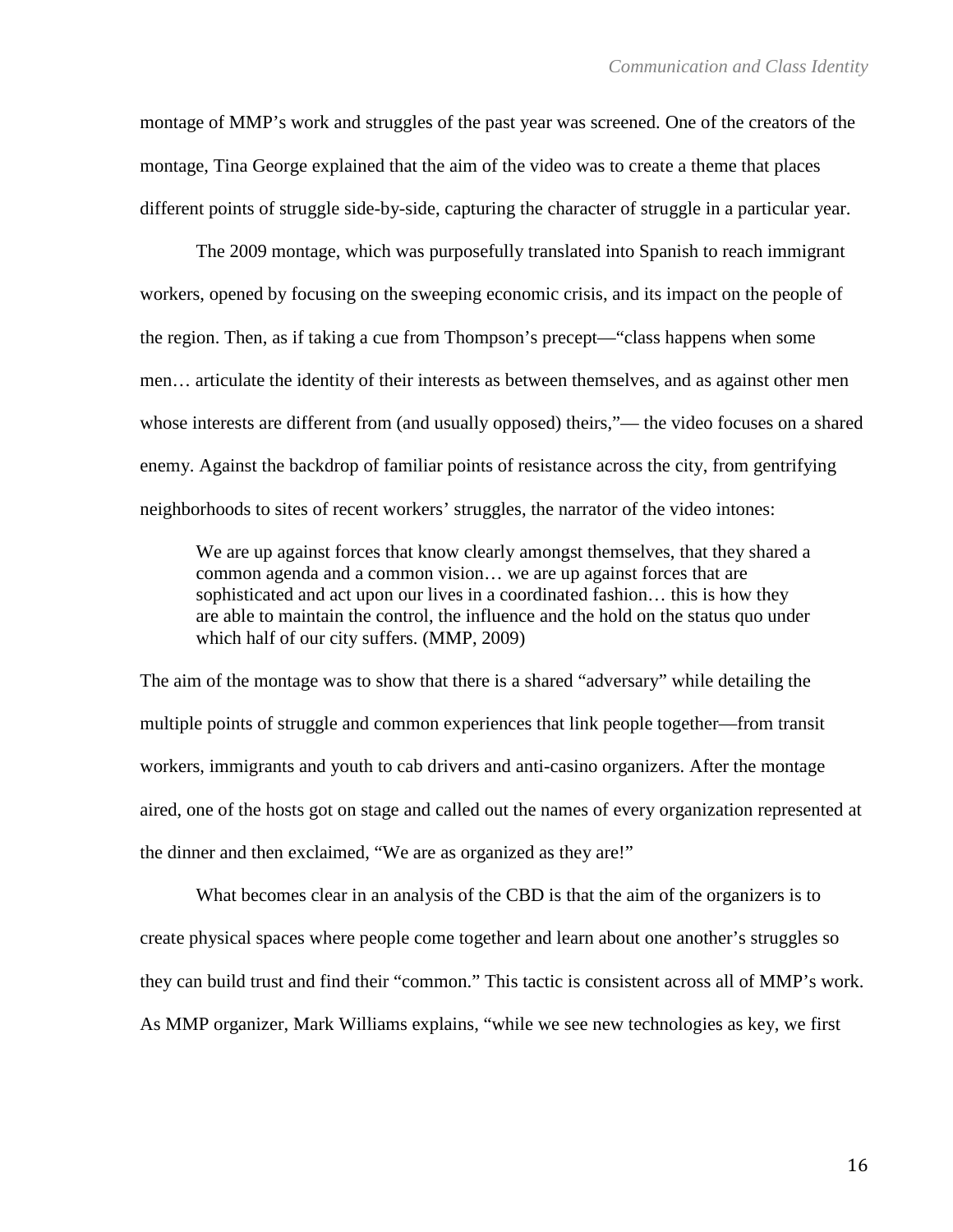montage of MMP's work and struggles of the past year was screened. One of the creators of the montage, Tina George explained that the aim of the video was to create a theme that places different points of struggle side-by-side, capturing the character of struggle in a particular year.

The 2009 montage, which was purposefully translated into Spanish to reach immigrant workers, opened by focusing on the sweeping economic crisis, and its impact on the people of the region. Then, as if taking a cue from Thompson's precept—"class happens when some men… articulate the identity of their interests as between themselves, and as against other men whose interests are different from (and usually opposed) theirs,"— the video focuses on a shared enemy. Against the backdrop of familiar points of resistance across the city, from gentrifying neighborhoods to sites of recent workers' struggles, the narrator of the video intones:

> We are up against forces that know clearly amongst themselves, that they shared a common agenda and a common vision… we are up against forces that are sophisticated and act upon our lives in a coordinated fashion… this is how they are able to maintain the control, the influence and the hold on the status quo under which half of our city suffers. (MMP, 2009)

The aim of the montage was to show that there is a shared "adversary" while detailing the multiple points of struggle and common experiences that link people together—from transit workers, immigrants and youth to cab drivers and anti-casino organizers. After the montage aired, one of the hosts got on stage and called out the names of every organization represented at the dinner and then exclaimed, "We are as organized as they are!"

What becomes clear in an analysis of the CBD is that the aim of the organizers is to create physical spaces where people come together and learn about one another's struggles so they can build trust and find their "common." This tactic is consistent across all of MMP's work. As MMP organizer, Mark Williams explains, "while we see new technologies as key, we first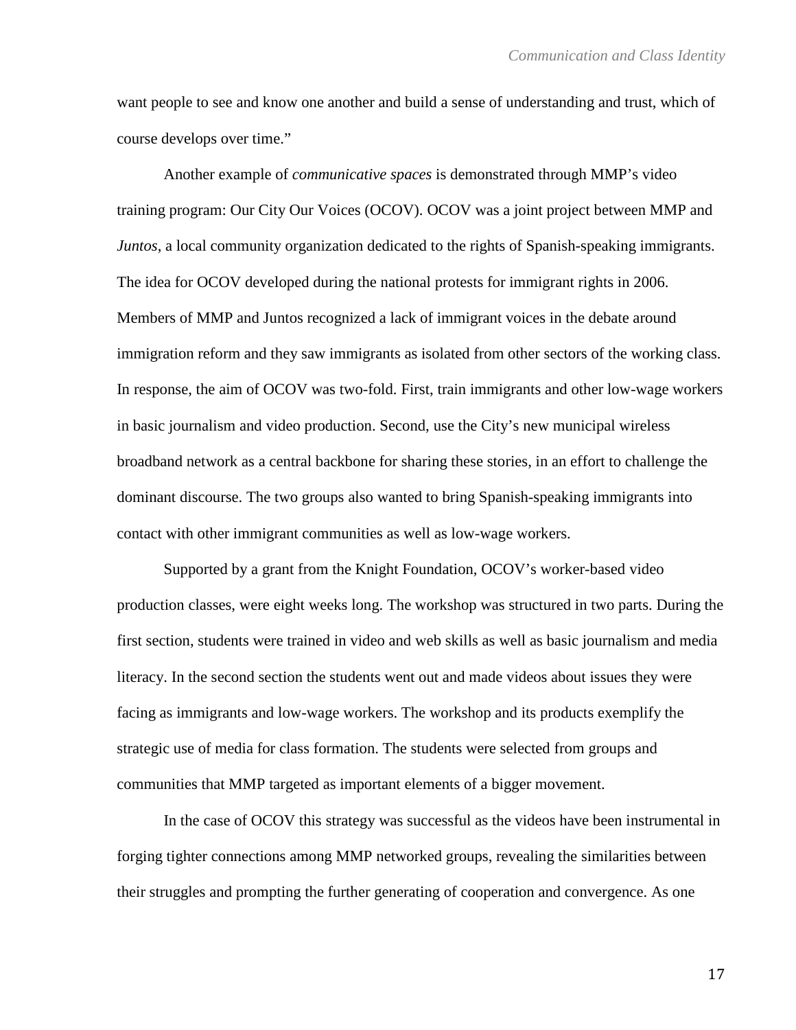want people to see and know one another and build a sense of understanding and trust, which of course develops over time."

Another example of *communicative spaces* is demonstrated through MMP's video training program: Our City Our Voices (OCOV). OCOV was a joint project between MMP and *Juntos*, a local community organization dedicated to the rights of Spanish-speaking immigrants. The idea for OCOV developed during the national protests for immigrant rights in 2006. Members of MMP and Juntos recognized a lack of immigrant voices in the debate around immigration reform and they saw immigrants as isolated from other sectors of the working class. In response, the aim of OCOV was two-fold. First, train immigrants and other low-wage workers in basic journalism and video production. Second, use the City's new municipal wireless broadband network as a central backbone for sharing these stories, in an effort to challenge the dominant discourse. The two groups also wanted to bring Spanish-speaking immigrants into contact with other immigrant communities as well as low-wage workers.

Supported by a grant from the Knight Foundation, OCOV's worker-based video production classes, were eight weeks long. The workshop was structured in two parts. During the first section, students were trained in video and web skills as well as basic journalism and media literacy. In the second section the students went out and made videos about issues they were facing as immigrants and low-wage workers. The workshop and its products exemplify the strategic use of media for class formation. The students were selected from groups and communities that MMP targeted as important elements of a bigger movement.

In the case of OCOV this strategy was successful as the videos have been instrumental in forging tighter connections among MMP networked groups, revealing the similarities between their struggles and prompting the further generating of cooperation and convergence. As one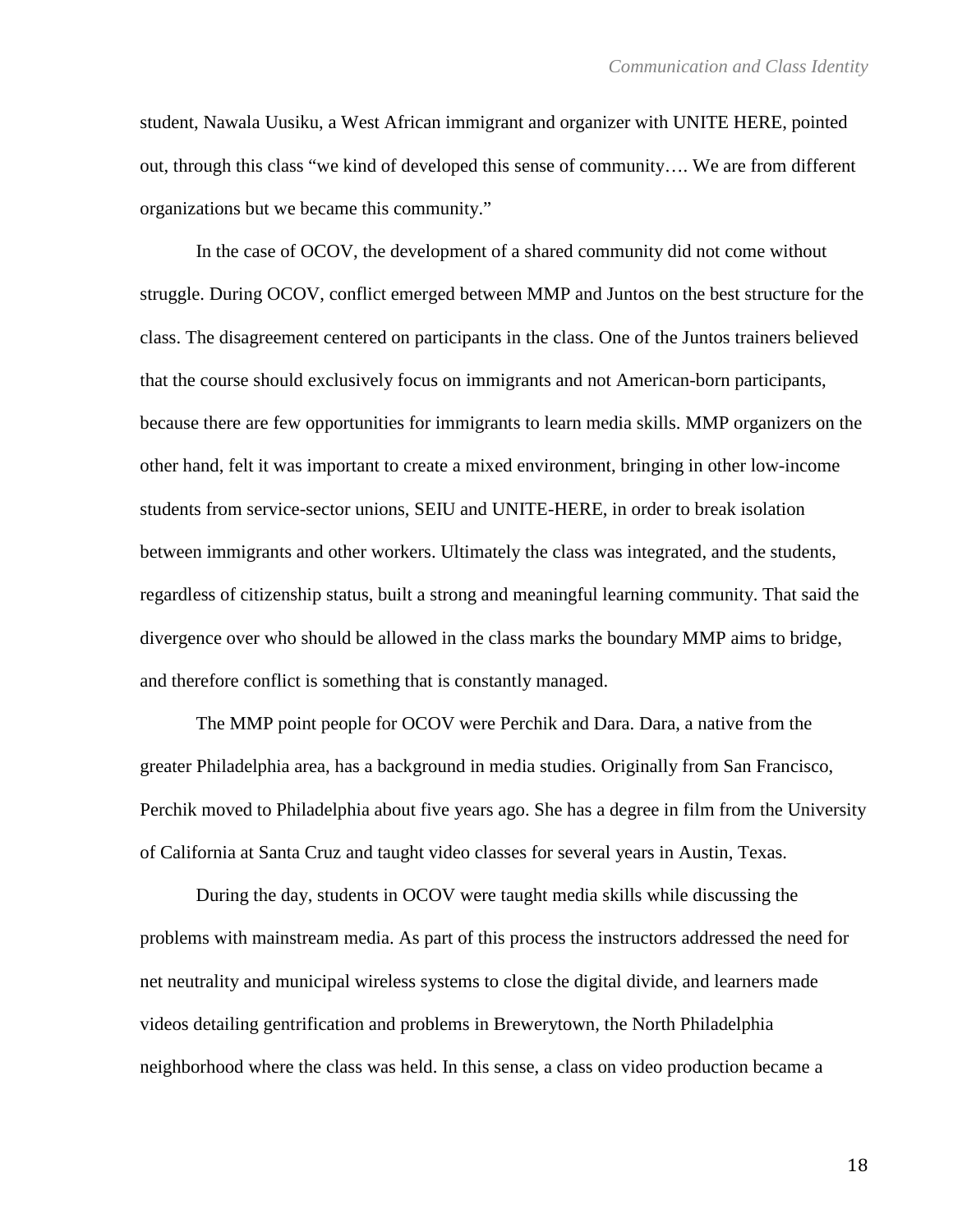student, Nawala Uusiku, a West African immigrant and organizer with UNITE HERE, pointed out, through this class "we kind of developed this sense of community…. We are from different organizations but we became this community."

In the case of OCOV, the development of a shared community did not come without struggle. During OCOV, conflict emerged between MMP and Juntos on the best structure for the class. The disagreement centered on participants in the class. One of the Juntos trainers believed that the course should exclusively focus on immigrants and not American-born participants, because there are few opportunities for immigrants to learn media skills. MMP organizers on the other hand, felt it was important to create a mixed environment, bringing in other low-income students from service-sector unions, SEIU and UNITE-HERE, in order to break isolation between immigrants and other workers. Ultimately the class was integrated, and the students, regardless of citizenship status, built a strong and meaningful learning community. That said the divergence over who should be allowed in the class marks the boundary MMP aims to bridge, and therefore conflict is something that is constantly managed.

The MMP point people for OCOV were Perchik and Dara. Dara, a native from the greater Philadelphia area, has a background in media studies. Originally from San Francisco, Perchik moved to Philadelphia about five years ago. She has a degree in film from the University of California at Santa Cruz and taught video classes for several years in Austin, Texas.

During the day, students in OCOV were taught media skills while discussing the problems with mainstream media. As part of this process the instructors addressed the need for net neutrality and municipal wireless systems to close the digital divide, and learners made videos detailing gentrification and problems in Brewerytown, the North Philadelphia neighborhood where the class was held. In this sense, a class on video production became a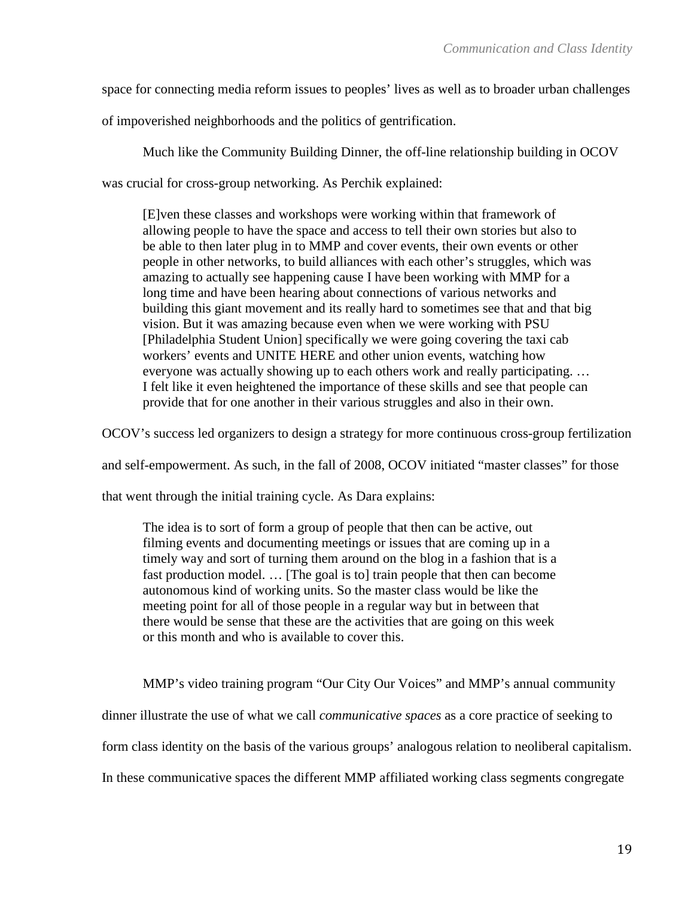space for connecting media reform issues to peoples' lives as well as to broader urban challenges of impoverished neighborhoods and the politics of gentrification.

Much like the Community Building Dinner, the off-line relationship building in OCOV was crucial for cross-group networking. As Perchik explained:

> [E]ven these classes and workshops were working within that framework of allowing people to have the space and access to tell their own stories but also to be able to then later plug in to MMP and cover events, their own events or other people in other networks, to build alliances with each other's struggles, which was amazing to actually see happening cause I have been working with MMP for a long time and have been hearing about connections of various networks and building this giant movement and its really hard to sometimes see that and that big vision. But it was amazing because even when we were working with PSU [Philadelphia Student Union] specifically we were going covering the taxi cab workers' events and UNITE HERE and other union events, watching how everyone was actually showing up to each others work and really participating. … I felt like it even heightened the importance of these skills and see that people can provide that for one another in their various struggles and also in their own.

OCOV's success led organizers to design a strategy for more continuous cross-group fertilization and self-empowerment. As such, in the fall of 2008, OCOV initiated "master classes" for those that went through the initial training cycle. As Dara explains:

> The idea is to sort of form a group of people that then can be active, out filming events and documenting meetings or issues that are coming up in a timely way and sort of turning them around on the blog in a fashion that is a fast production model. … [The goal is to] train people that then can become autonomous kind of working units. So the master class would be like the meeting point for all of those people in a regular way but in between that there would be sense that these are the activities that are going on this week or this month and who is available to cover this.

MMP's video training program "Our City Our Voices" and MMP's annual community dinner illustrate the use of what we call *communicative spaces* as a core practice of seeking to form class identity on the basis of the various groups' analogous relation to neoliberal capitalism. In these communicative spaces the different MMP affiliated working class segments congregate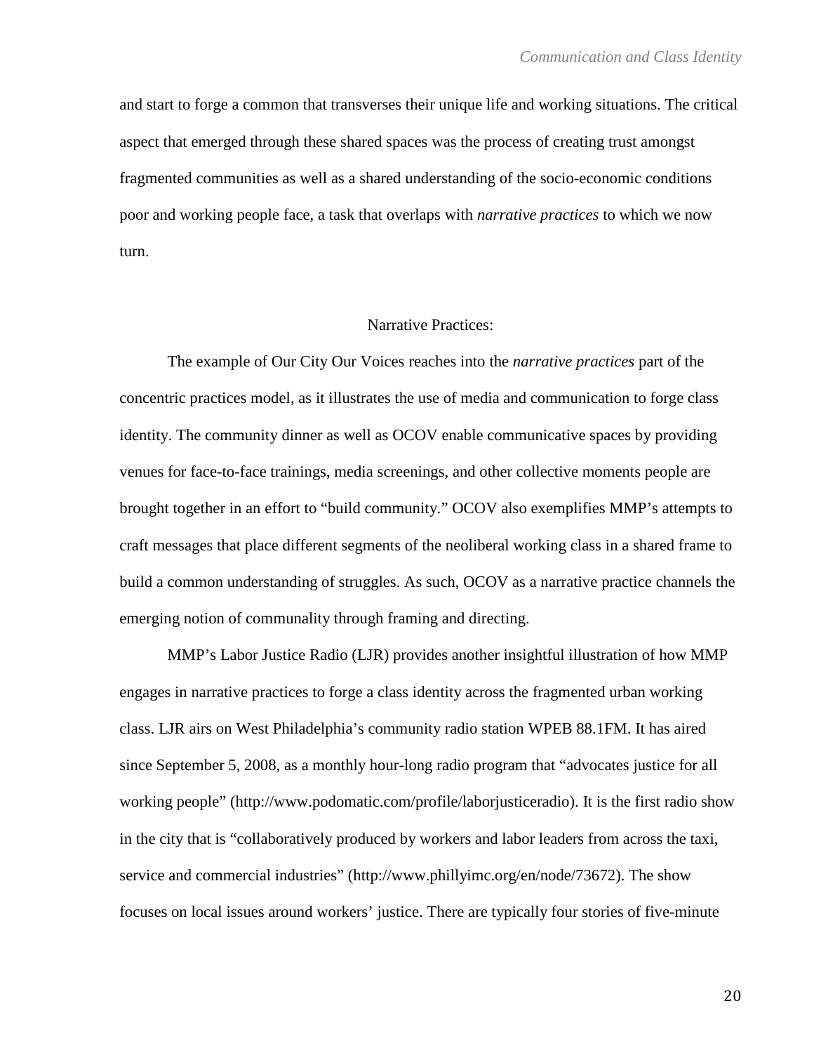and start to forge a common that transverses their unique life and working situations. The critical aspect that emerged through these shared spaces was the process of creating trust amongst fragmented communities as well as a shared understanding of the socio-economic conditions poor and working people face, a task that overlaps with *narrative practices* to which we now turn.

## Narrative Practices:

The example of Our City Our Voices reaches into the *narrative practices* part of the concentric practices model, as it illustrates the use of media and communication to forge class identity. The community dinner as well as OCOV enable communicative spaces by providing venues for face-to-face trainings, media screenings, and other collective moments people are brought together in an effort to "build community." OCOV also exemplifies MMP's attempts to craft messages that place different segments of the neoliberal working class in a shared frame to build a common understanding of struggles. As such, OCOV as a narrative practice channels the emerging notion of communality through framing and directing.

MMP's Labor Justice Radio (LJR) provides another insightful illustration of how MMP engages in narrative practices to forge a class identity across the fragmented urban working class. LJR airs on West Philadelphia's community radio station WPEB 88.1FM. It has aired since September 5, 2008, as a monthly hour-long radio program that "advocates justice for all working people" (http://www.podomatic.com/profile/laborjusticeradio). It is the first radio show in the city that is "collaboratively produced by workers and labor leaders from across the taxi, service and commercial industries" (http://www.phillyimc.org/en/node/73672). The show focuses on local issues around workers' justice. There are typically four stories of five-minute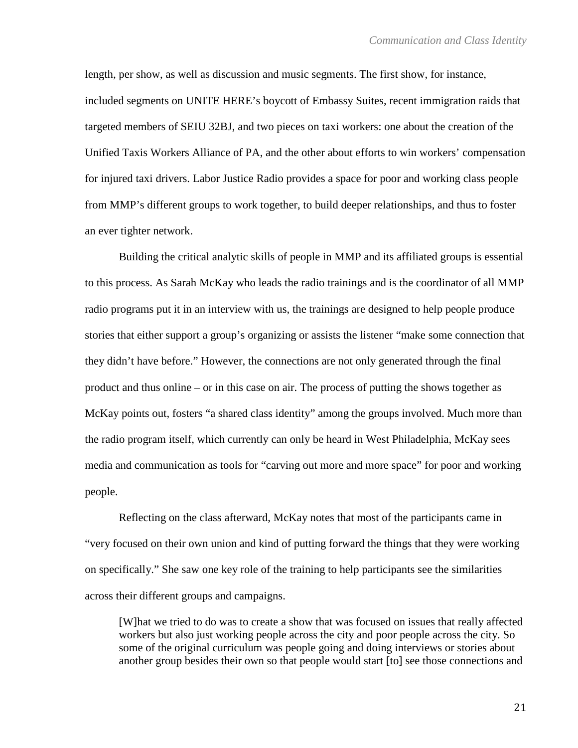length, per show, as well as discussion and music segments. The first show, for instance, included segments on UNITE HERE's boycott of Embassy Suites, recent immigration raids that targeted members of SEIU 32BJ, and two pieces on taxi workers: one about the creation of the Unified Taxis Workers Alliance of PA, and the other about efforts to win workers' compensation for injured taxi drivers. Labor Justice Radio provides a space for poor and working class people from MMP's different groups to work together, to build deeper relationships, and thus to foster an ever tighter network.

Building the critical analytic skills of people in MMP and its affiliated groups is essential to this process. As Sarah McKay who leads the radio trainings and is the coordinator of all MMP radio programs put it in an interview with us, the trainings are designed to help people produce stories that either support a group's organizing or assists the listener "make some connection that they didn't have before." However, the connections are not only generated through the final product and thus online – or in this case on air. The process of putting the shows together as McKay points out, fosters "a shared class identity" among the groups involved. Much more than the radio program itself, which currently can only be heard in West Philadelphia, McKay sees media and communication as tools for "carving out more and more space" for poor and working people.

Reflecting on the class afterward, McKay notes that most of the participants came in "very focused on their own union and kind of putting forward the things that they were working on specifically." She saw one key role of the training to help participants see the similarities across their different groups and campaigns.

> [W]hat we tried to do was to create a show that was focused on issues that really affected workers but also just working people across the city and poor people across the city. So some of the original curriculum was people going and doing interviews or stories about another group besides their own so that people would start [to] see those connections and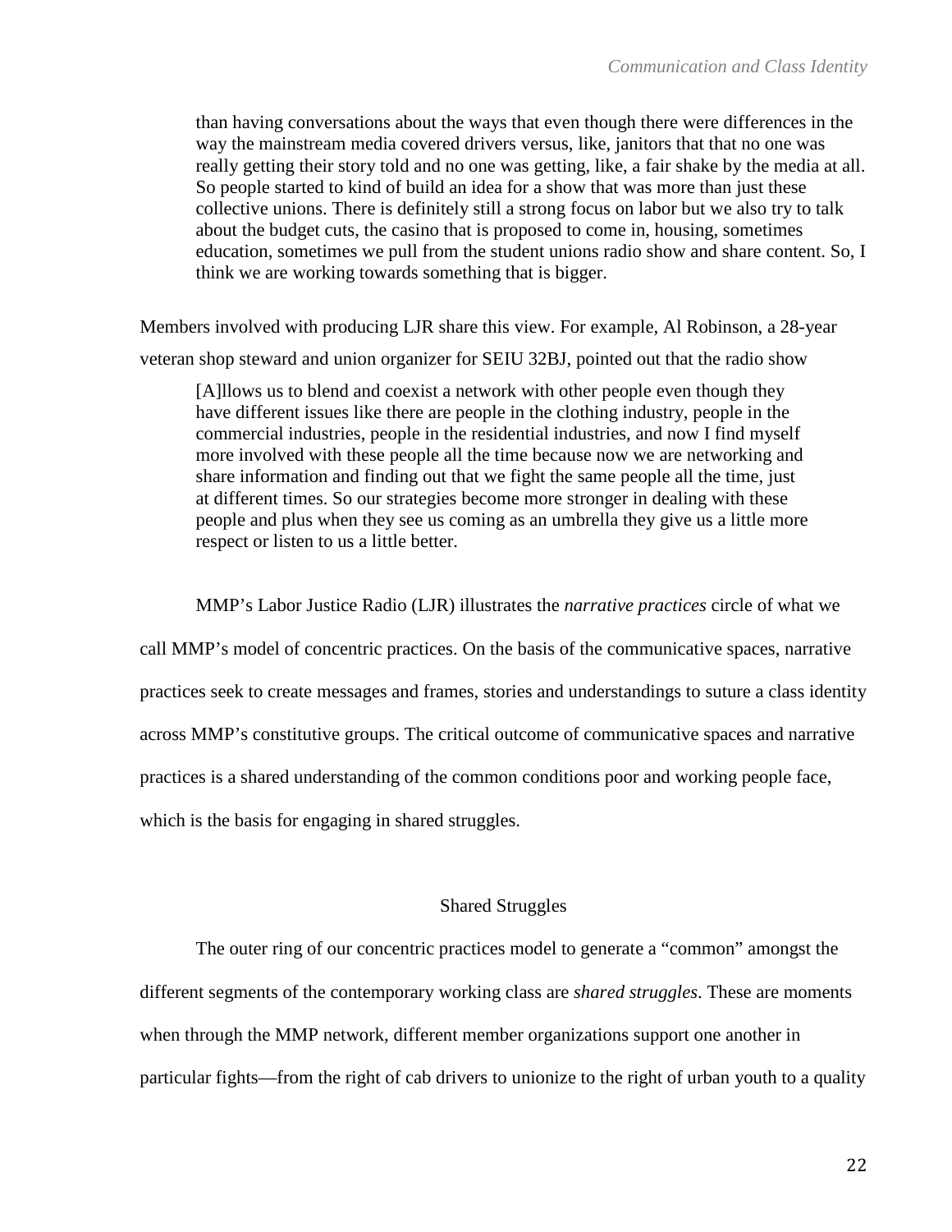> than having conversations about the ways that even though there were differences in the way the mainstream media covered drivers versus, like, janitors that that no one was really getting their story told and no one was getting, like, a fair shake by the media at all. So people started to kind of build an idea for a show that was more than just these collective unions. There is definitely still a strong focus on labor but we also try to talk about the budget cuts, the casino that is proposed to come in, housing, sometimes education, sometimes we pull from the student unions radio show and share content. So, I think we are working towards something that is bigger.

Members involved with producing LJR share this view. For example, Al Robinson, a 28-year veteran shop steward and union organizer for SEIU 32BJ, pointed out that the radio show

> [A]llows us to blend and coexist a network with other people even though they have different issues like there are people in the clothing industry, people in the commercial industries, people in the residential industries, and now I find myself more involved with these people all the time because now we are networking and share information and finding out that we fight the same people all the time, just at different times. So our strategies become more stronger in dealing with these people and plus when they see us coming as an umbrella they give us a little more respect or listen to us a little better.

MMP's Labor Justice Radio (LJR) illustrates the *narrative practices* circle of what we call MMP's model of concentric practices. On the basis of the communicative spaces, narrative practices seek to create messages and frames, stories and understandings to suture a class identity across MMP's constitutive groups. The critical outcome of communicative spaces and narrative practices is a shared understanding of the common conditions poor and working people face, which is the basis for engaging in shared struggles.

## Shared Struggles

The outer ring of our concentric practices model to generate a "common" amongst the different segments of the contemporary working class are *shared struggles*. These are moments when through the MMP network, different member organizations support one another in particular fights—from the right of cab drivers to unionize to the right of urban youth to a quality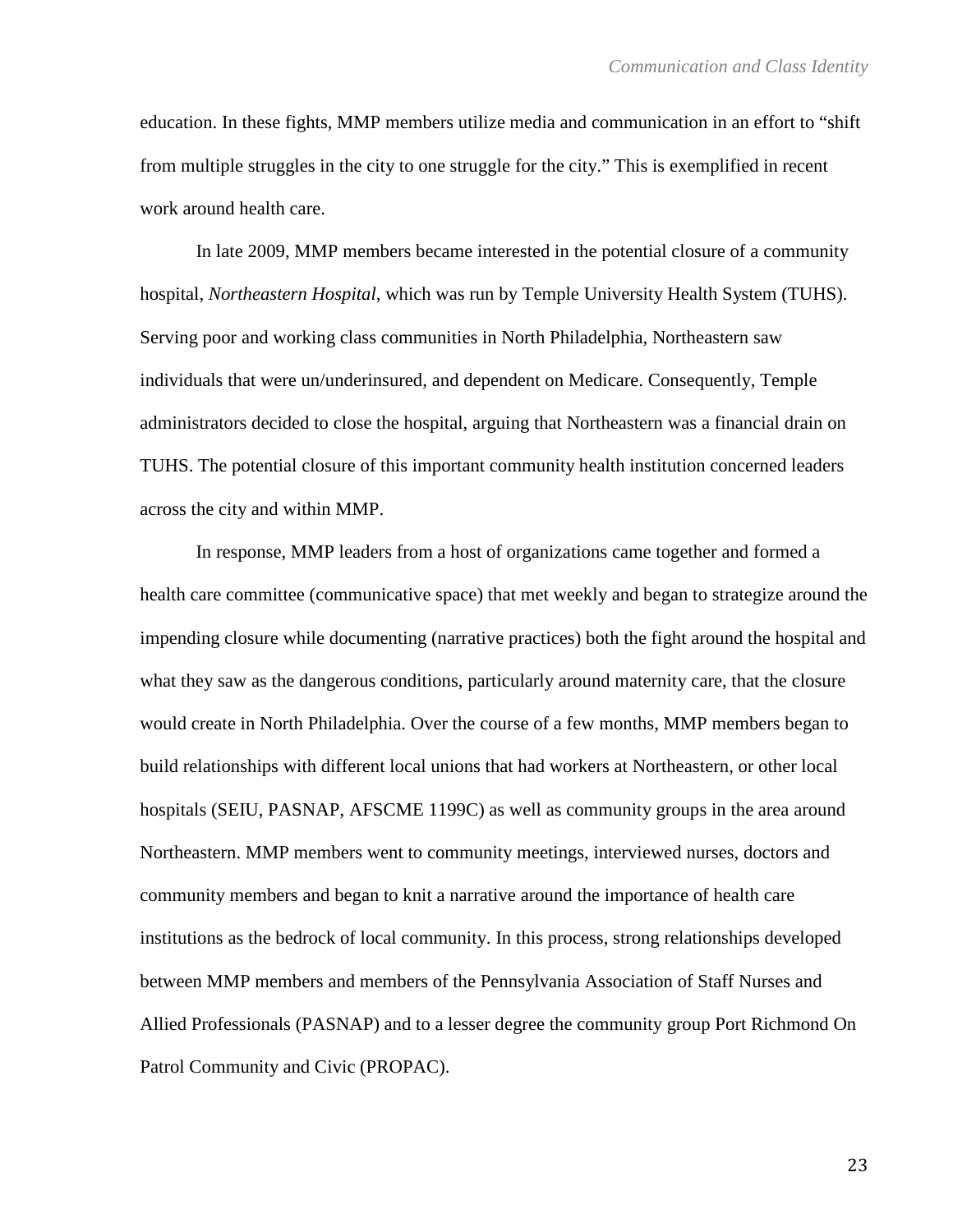education. In these fights, MMP members utilize media and communication in an effort to "shift from multiple struggles in the city to one struggle for the city." This is exemplified in recent work around health care.

In late 2009, MMP members became interested in the potential closure of a community hospital, *Northeastern Hospital*, which was run by Temple University Health System (TUHS). Serving poor and working class communities in North Philadelphia, Northeastern saw individuals that were un/underinsured, and dependent on Medicare. Consequently, Temple administrators decided to close the hospital, arguing that Northeastern was a financial drain on TUHS. The potential closure of this important community health institution concerned leaders across the city and within MMP.

In response, MMP leaders from a host of organizations came together and formed a health care committee (communicative space) that met weekly and began to strategize around the impending closure while documenting (narrative practices) both the fight around the hospital and what they saw as the dangerous conditions, particularly around maternity care, that the closure would create in North Philadelphia. Over the course of a few months, MMP members began to build relationships with different local unions that had workers at Northeastern, or other local hospitals (SEIU, PASNAP, AFSCME 1199C) as well as community groups in the area around Northeastern. MMP members went to community meetings, interviewed nurses, doctors and community members and began to knit a narrative around the importance of health care institutions as the bedrock of local community. In this process, strong relationships developed between MMP members and members of the Pennsylvania Association of Staff Nurses and Allied Professionals (PASNAP) and to a lesser degree the community group Port Richmond On Patrol Community and Civic (PROPAC).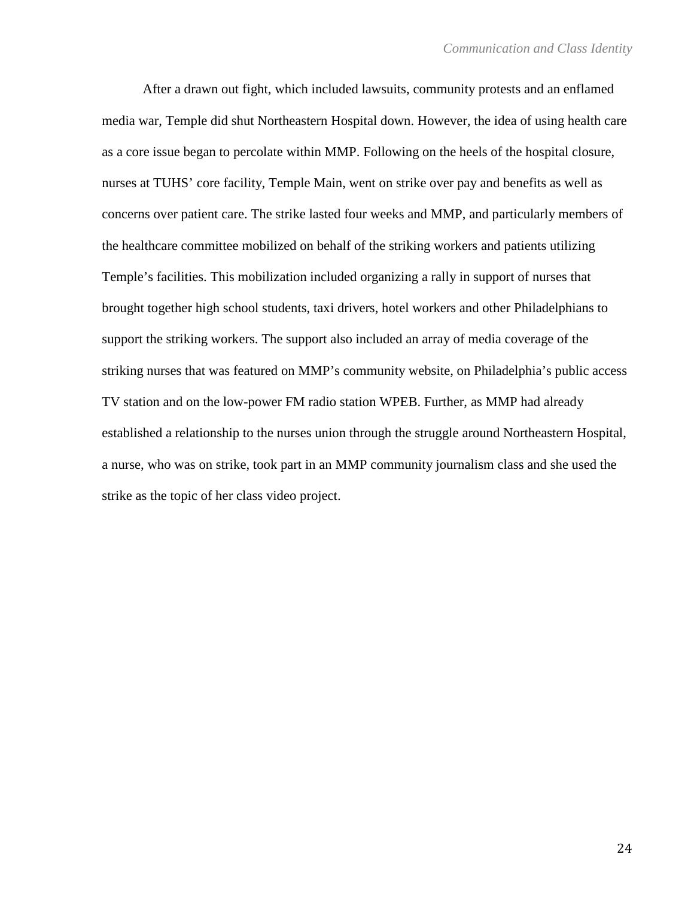After a drawn out fight, which included lawsuits, community protests and an enflamed media war, Temple did shut Northeastern Hospital down. However, the idea of using health care as a core issue began to percolate within MMP. Following on the heels of the hospital closure, nurses at TUHS' core facility, Temple Main, went on strike over pay and benefits as well as concerns over patient care. The strike lasted four weeks and MMP, and particularly members of the healthcare committee mobilized on behalf of the striking workers and patients utilizing Temple's facilities. This mobilization included organizing a rally in support of nurses that brought together high school students, taxi drivers, hotel workers and other Philadelphians to support the striking workers. The support also included an array of media coverage of the striking nurses that was featured on MMP's community website, on Philadelphia's public access TV station and on the low-power FM radio station WPEB. Further, as MMP had already established a relationship to the nurses union through the struggle around Northeastern Hospital, a nurse, who was on strike, took part in an MMP community journalism class and she used the strike as the topic of her class video project.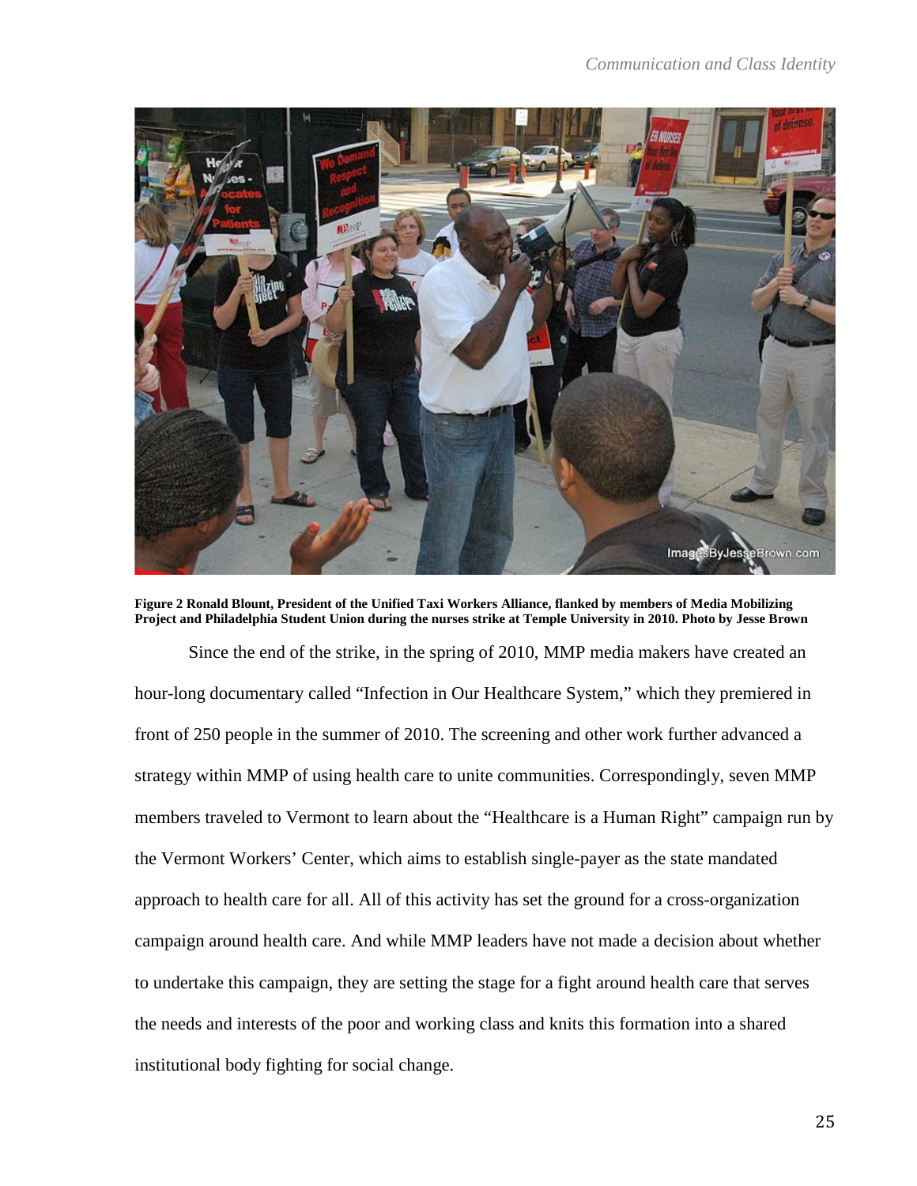**Figure 2 Ronald Blount, President of the Unified Taxi Workers Alliance, flanked by members of Media Mobilizing Project and Philadelphia Student Union during the nurses strike at Temple University in 2010. Photo by Jesse Brown**

Since the end of the strike, in the spring of 2010, MMP media makers have created an hour-long documentary called "Infection in Our Healthcare System," which they premiered in front of 250 people in the summer of 2010. The screening and other work further advanced a strategy within MMP of using health care to unite communities. Correspondingly, seven MMP members traveled to Vermont to learn about the "Healthcare is a Human Right" campaign run by the Vermont Workers' Center, which aims to establish single-payer as the state mandated approach to health care for all. All of this activity has set the ground for a cross-organization campaign around health care. And while MMP leaders have not made a decision about whether to undertake this campaign, they are setting the stage for a fight around health care that serves the needs and interests of the poor and working class and knits this formation into a shared institutional body fighting for social change.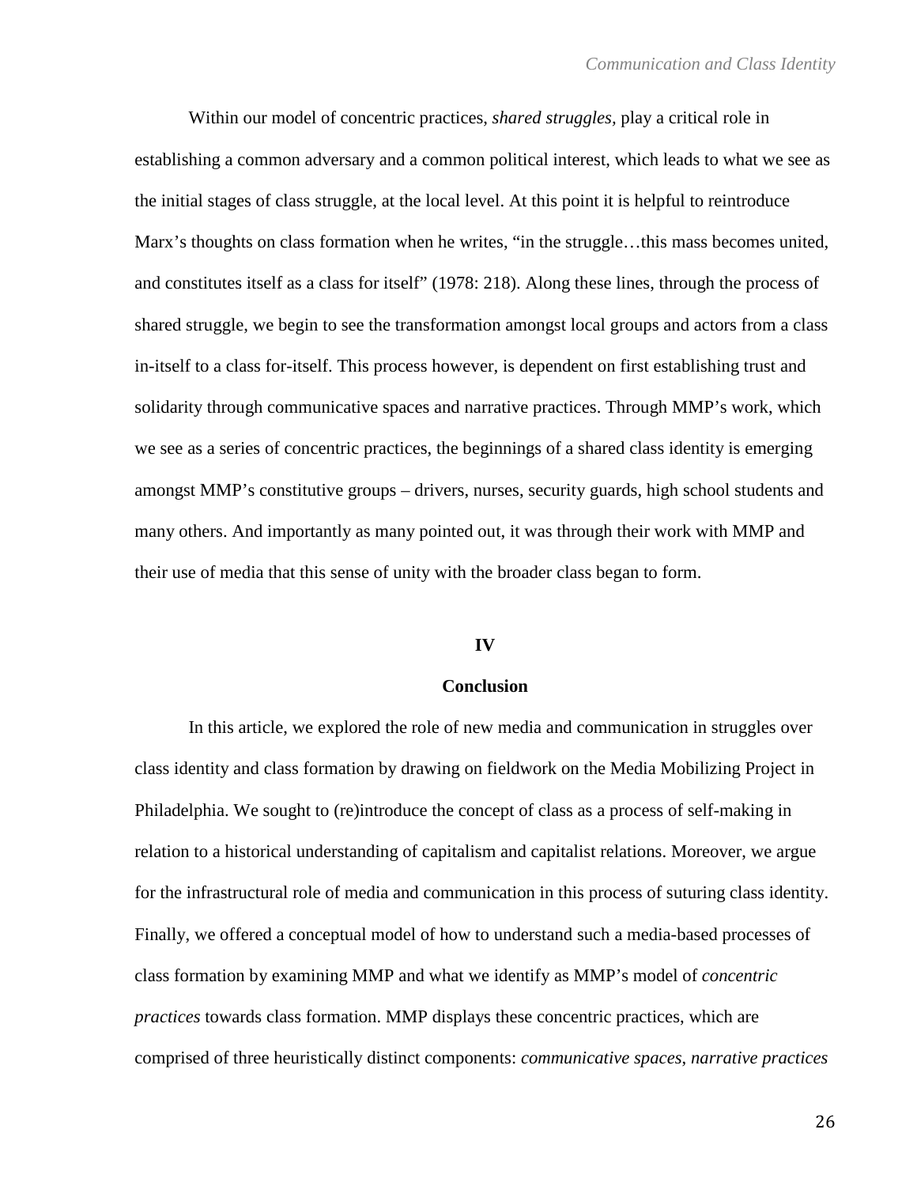Within our model of concentric practices, *shared struggles,* play a critical role in establishing a common adversary and a common political interest, which leads to what we see as the initial stages of class struggle, at the local level. At this point it is helpful to reintroduce Marx's thoughts on class formation when he writes, "in the struggle…this mass becomes united, and constitutes itself as a class for itself" (1978: 218). Along these lines, through the process of shared struggle, we begin to see the transformation amongst local groups and actors from a class in-itself to a class for-itself. This process however, is dependent on first establishing trust and solidarity through communicative spaces and narrative practices. Through MMP's work, which we see as a series of concentric practices, the beginnings of a shared class identity is emerging amongst MMP's constitutive groups – drivers, nurses, security guards, high school students and many others. And importantly as many pointed out, it was through their work with MMP and their use of media that this sense of unity with the broader class began to form.

## IV

## Conclusion

In this article, we explored the role of new media and communication in struggles over class identity and class formation by drawing on fieldwork on the Media Mobilizing Project in Philadelphia. We sought to (re)introduce the concept of class as a process of self-making in relation to a historical understanding of capitalism and capitalist relations. Moreover, we argue for the infrastructural role of media and communication in this process of suturing class identity. Finally, we offered a conceptual model of how to understand such a media-based processes of class formation by examining MMP and what we identify as MMP's model of *concentric practices* towards class formation. MMP displays these concentric practices, which are comprised of three heuristically distinct components: *communicative spaces*, *narrative practices*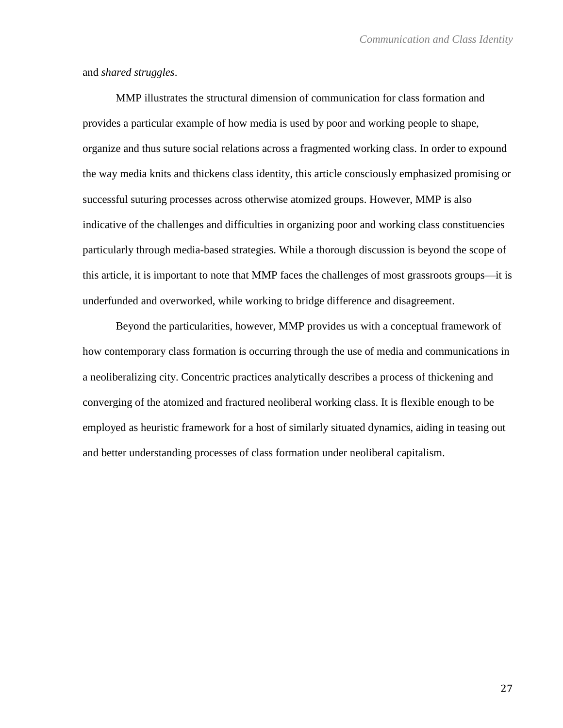and *shared struggles*.

MMP illustrates the structural dimension of communication for class formation and provides a particular example of how media is used by poor and working people to shape, organize and thus suture social relations across a fragmented working class. In order to expound the way media knits and thickens class identity, this article consciously emphasized promising or successful suturing processes across otherwise atomized groups. However, MMP is also indicative of the challenges and difficulties in organizing poor and working class constituencies particularly through media-based strategies. While a thorough discussion is beyond the scope of this article, it is important to note that MMP faces the challenges of most grassroots groups—it is underfunded and overworked, while working to bridge difference and disagreement.

Beyond the particularities, however, MMP provides us with a conceptual framework of how contemporary class formation is occurring through the use of media and communications in a neoliberalizing city. Concentric practices analytically describes a process of thickening and converging of the atomized and fractured neoliberal working class. It is flexible enough to be employed as heuristic framework for a host of similarly situated dynamics, aiding in teasing out and better understanding processes of class formation under neoliberal capitalism.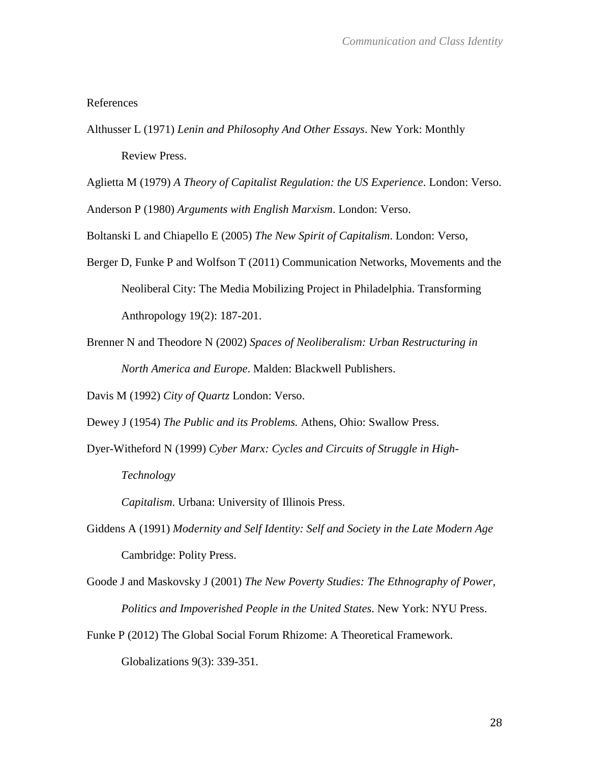References

Althusser L (1971) *Lenin and Philosophy And Other Essays*. New York: Monthly Review Press.

Aglietta M (1979) *A Theory of Capitalist Regulation: the US Experience*. London: Verso.

Anderson P (1980) *Arguments with English Marxism*. London: Verso.

Boltanski L and Chiapello E (2005) *The New Spirit of Capitalism*. London: Verso,

Berger D, Funke P and Wolfson T (2011) Communication Networks, Movements and the Neoliberal City: The Media Mobilizing Project in Philadelphia. Transforming Anthropology 19(2): 187-201.

Brenner N and Theodore N (2002) *Spaces of Neoliberalism: Urban Restructuring in North America and Europe*. Malden: Blackwell Publishers.

Davis M (1992) *City of Quartz* London: Verso.

Dewey J (1954) *The Public and its Problems.* Athens, Ohio: Swallow Press.

Dyer-Witheford N (1999) *Cyber Marx: Cycles and Circuits of Struggle in High-Technology Capitalism*. Urbana: University of Illinois Press.

Giddens A (1991) *Modernity and Self Identity: Self and Society in the Late Modern Age* Cambridge: Polity Press.

Goode J and Maskovsky J (2001) *The New Poverty Studies: The Ethnography of Power, Politics and Impoverished People in the United States*. New York: NYU Press.

Funke P (2012) The Global Social Forum Rhizome: A Theoretical Framework. Globalizations 9(3): 339-351.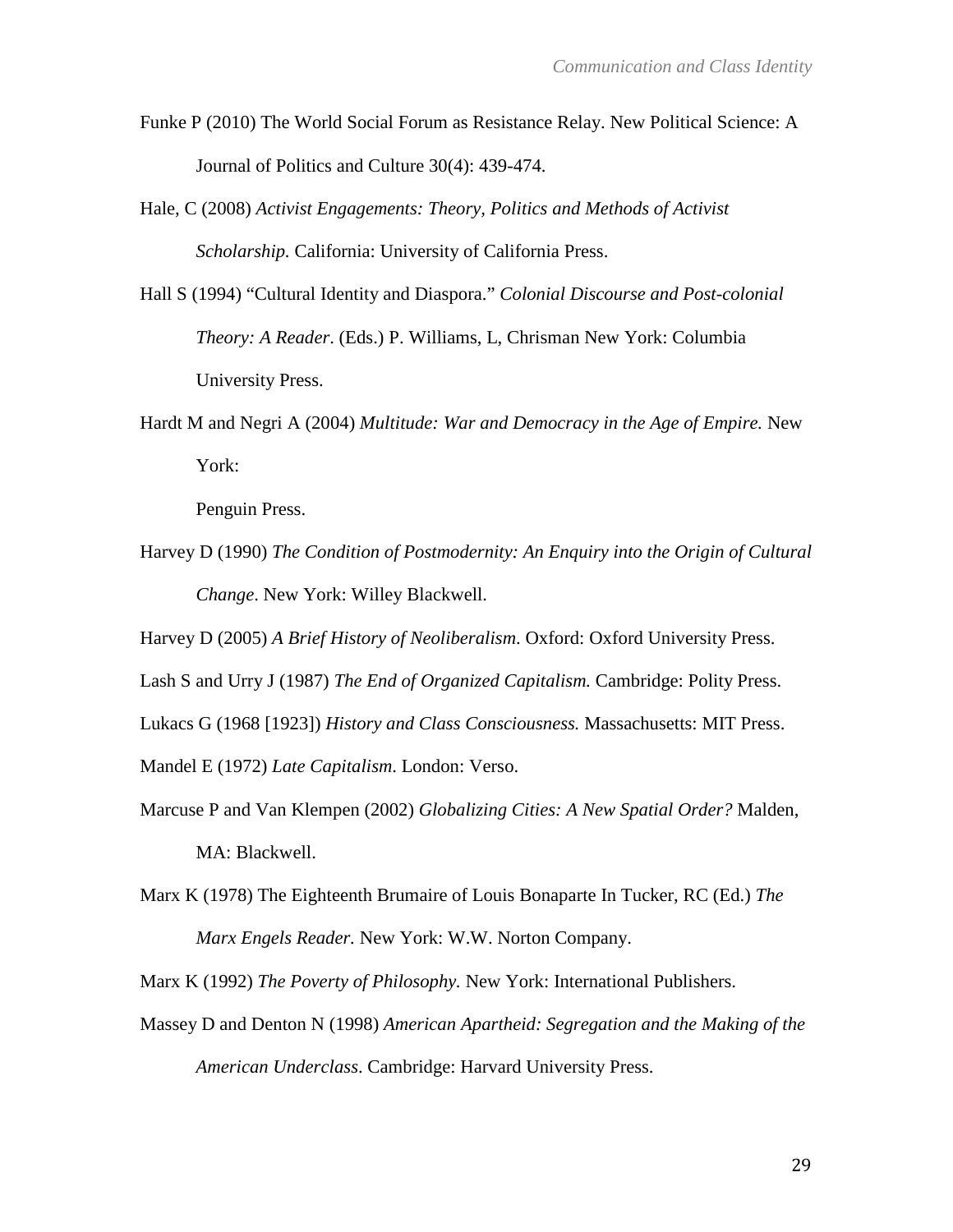Funke P (2010) The World Social Forum as Resistance Relay. New Political Science: A Journal of Politics and Culture 30(4): 439-474.

Hale, C (2008) *Activist Engagements: Theory, Politics and Methods of Activist Scholarship.* California: University of California Press.

Hall S (1994) "Cultural Identity and Diaspora." *Colonial Discourse and Post-colonial Theory: A Reader*. (Eds.) P. Williams, L, Chrisman New York: Columbia University Press.

Hardt M and Negri A (2004) *Multitude: War and Democracy in the Age of Empire.* New York:

Penguin Press.

Harvey D (1990) *The Condition of Postmodernity: An Enquiry into the Origin of Cultural Change*. New York: Willey Blackwell.

Harvey D (2005) *A Brief History of Neoliberalism*. Oxford: Oxford University Press.

Lash S and Urry J (1987) *The End of Organized Capitalism.* Cambridge: Polity Press.

Lukacs G (1968 [1923]) *History and Class Consciousness.* Massachusetts: MIT Press.

Mandel E (1972) *Late Capitalism*. London: Verso.

Marcuse P and Van Klempen (2002) *Globalizing Cities: A New Spatial Order?* Malden, MA: Blackwell.

Marx K (1978) The Eighteenth Brumaire of Louis Bonaparte In Tucker, RC (Ed.) *The Marx Engels Reader.* New York: W.W. Norton Company.

Marx K (1992) *The Poverty of Philosophy.* New York: International Publishers.

Massey D and Denton N (1998) *American Apartheid: Segregation and the Making of the American Underclass*. Cambridge: Harvard University Press.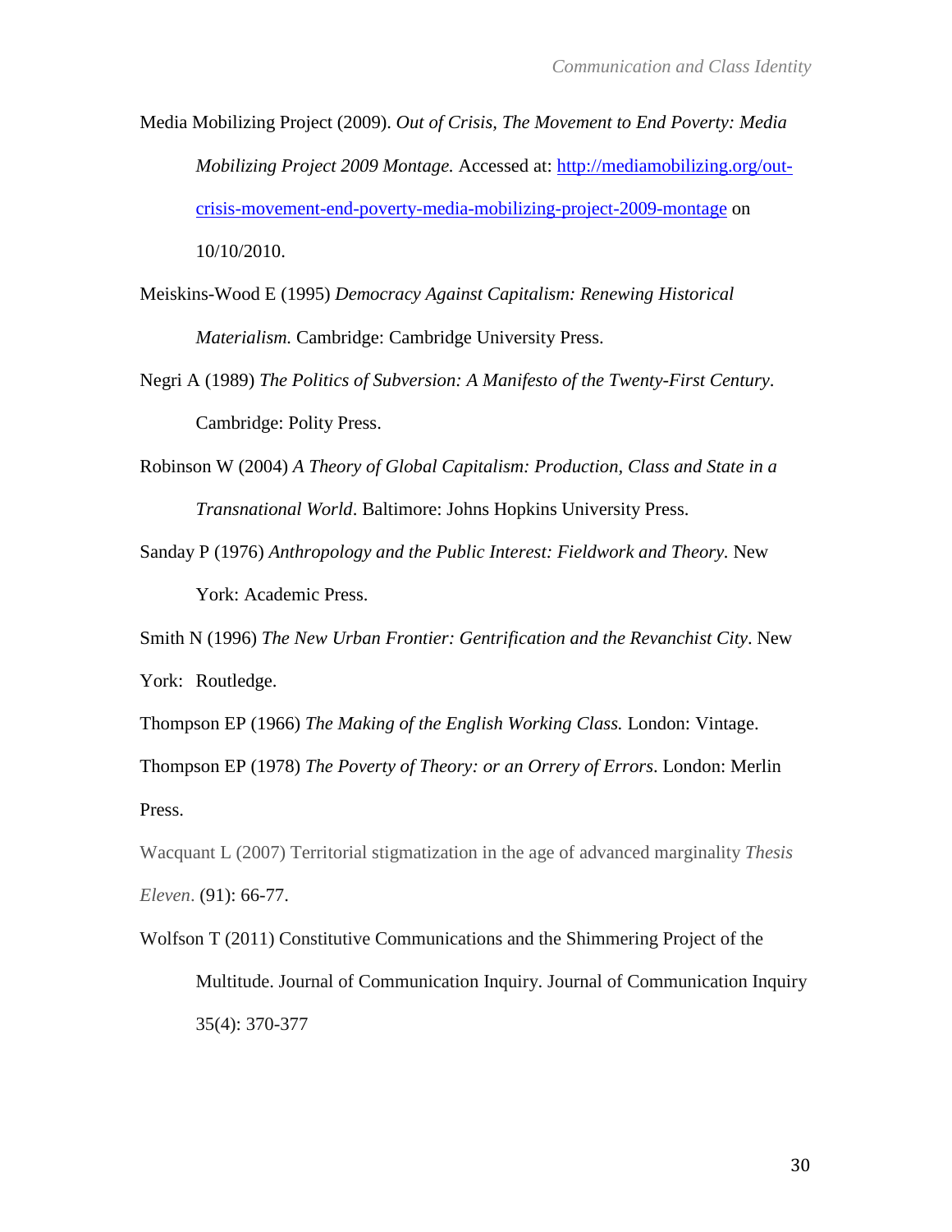Media Mobilizing Project (2009). *Out of Crisis, The Movement to End Poverty: Media Mobilizing Project 2009 Montage.* Accessed at: [http://mediamobilizing.org/out-crisis-movement-end-poverty-media-mobilizing-project-2009-montage](http://mediamobilizing.org/out-crisis-movement-end-poverty-media-mobilizing-project-2009-montage) on 10/10/2010.

Meiskins-Wood E (1995) *Democracy Against Capitalism: Renewing Historical Materialism.* Cambridge: Cambridge University Press.

Negri A (1989) *The Politics of Subversion: A Manifesto of the Twenty-First Century*. Cambridge: Polity Press.

Robinson W (2004) *A Theory of Global Capitalism: Production, Class and State in a Transnational World*. Baltimore: Johns Hopkins University Press.

Sanday P (1976) *Anthropology and the Public Interest: Fieldwork and Theory.* New York: Academic Press.

Smith N (1996) *The New Urban Frontier: Gentrification and the Revanchist City*. New York: Routledge.

Thompson EP (1966) *The Making of the English Working Class.* London: Vintage.

Thompson EP (1978) *The Poverty of Theory: or an Orrery of Errors*. London: Merlin Press.

Wacquant L (2007) Territorial stigmatization in the age of advanced marginality *Thesis Eleven*. (91): 66-77.

Wolfson T (2011) Constitutive Communications and the Shimmering Project of the Multitude. Journal of Communication Inquiry. Journal of Communication Inquiry 35(4): 370-377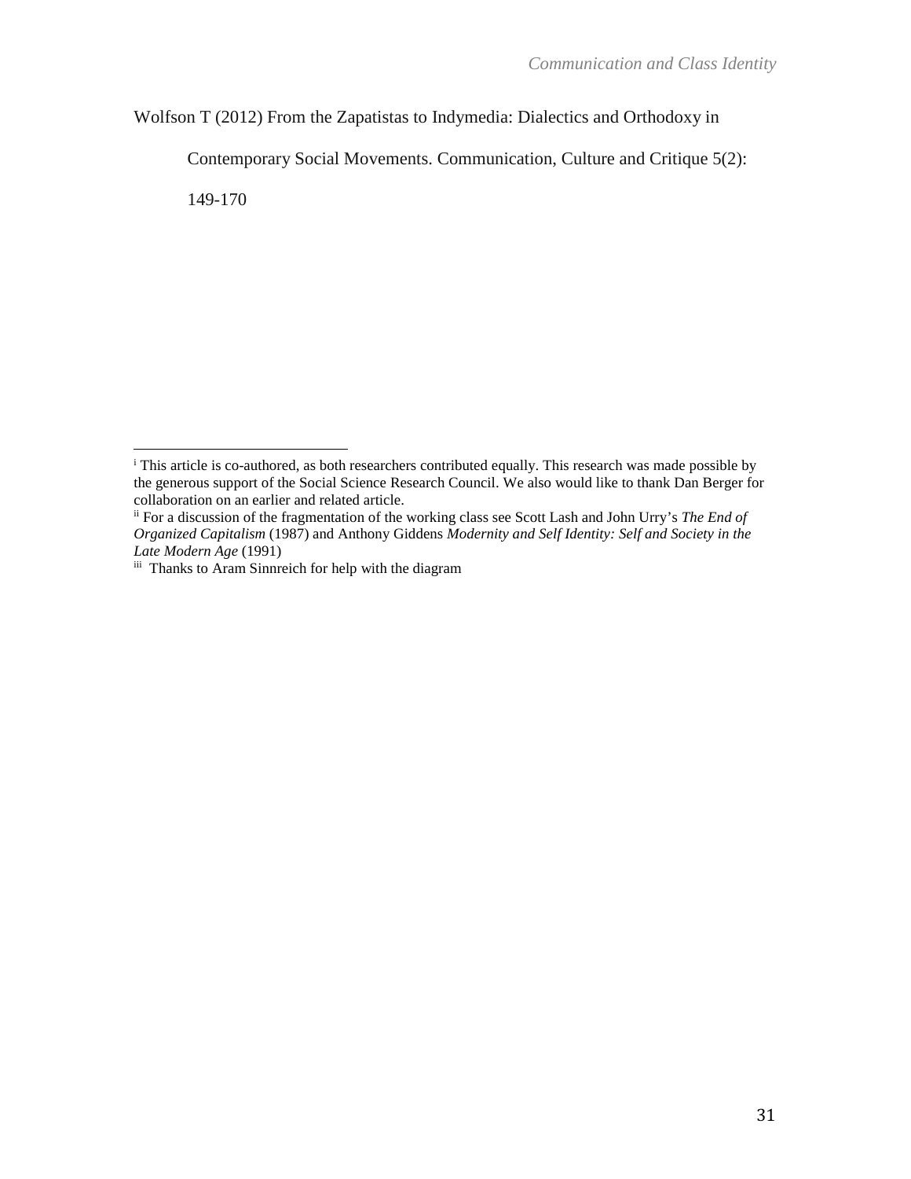Wolfson T (2012) From the Zapatistas to Indymedia: Dialectics and Orthodoxy in Contemporary Social Movements. Communication, Culture and Critique 5(2): 149-170

---

[i] This article is co-authored, as both researchers contributed equally. This research was made possible by the generous support of the Social Science Research Council. We also would like to thank Dan Berger for collaboration on an earlier and related article.

[ii] For a discussion of the fragmentation of the working class see Scott Lash and John Urry's *The End of Organized Capitalism* (1987) and Anthony Giddens *Modernity and Self Identity: Self and Society in the Late Modern Age* (1991)

[iii] Thanks to Aram Sinnreich for help with the diagram